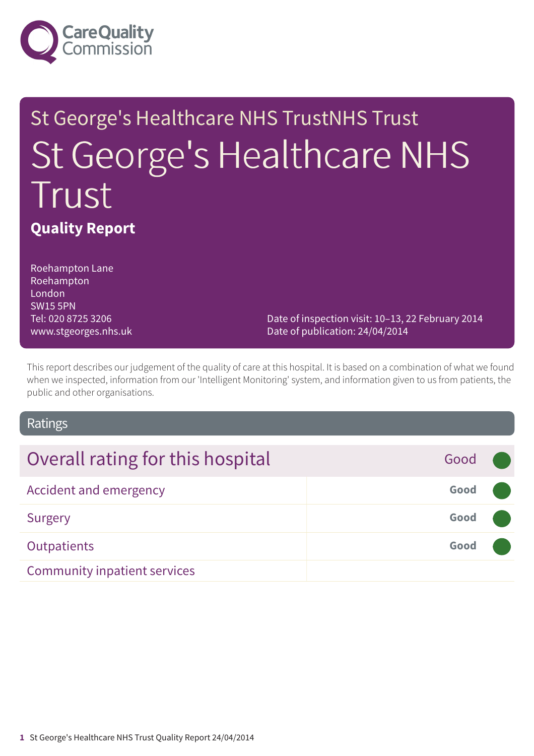Care Quality Commission

# St George's Healthcare NHS TrustNHS Trust

# St George's Healthcare NHS Trust

**Quality Report**

Roehampton Lane
Roehampton
London
SW15 5PN
Tel: 020 8725 3206
www.stgeorges.nhs.uk

Date of inspection visit: 10–13, 22 February 2014
Date of publication: 24/04/2014

This report describes our judgement of the quality of care at this hospital. It is based on a combination of what we found when we inspected, information from our 'Intelligent Monitoring' system, and information given to us from patients, the public and other organisations.

## Ratings

| Overall rating for this hospital | Good |
| --- | --- |
| Accident and emergency | **Good** |
| Surgery | **Good** |
| Outpatients | **Good** |
| Community inpatient services | |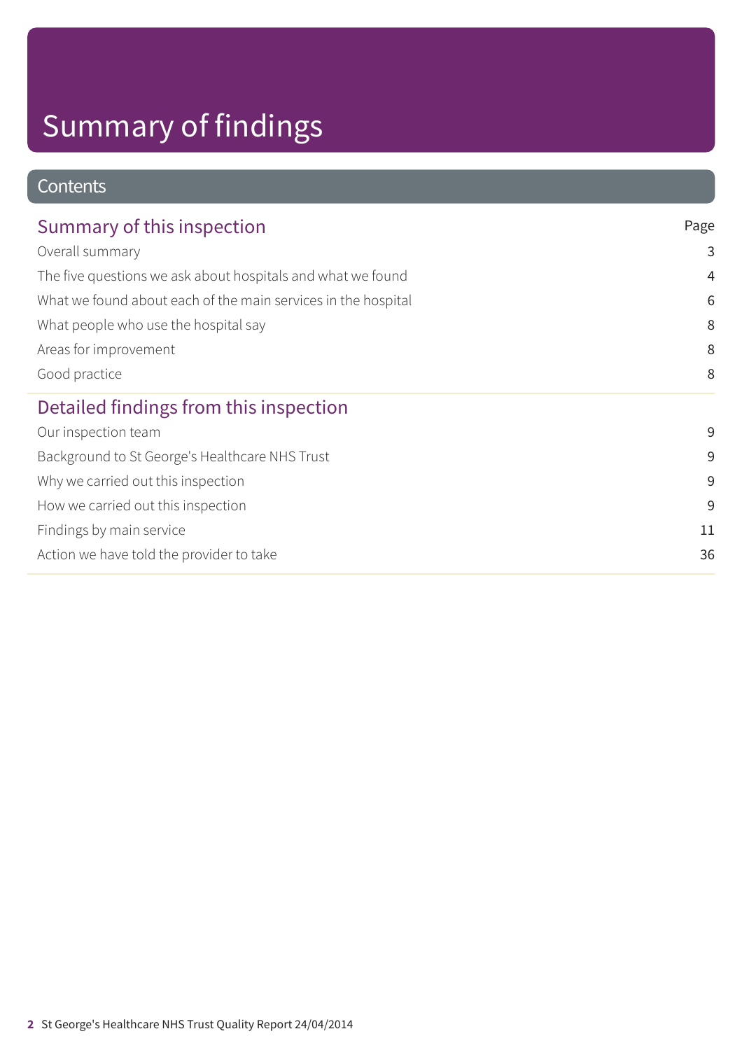# Summary of findings

## Contents

| Summary of this inspection | Page |
|---|---|
| Overall summary | 3 |
| The five questions we ask about hospitals and what we found | 4 |
| What we found about each of the main services in the hospital | 6 |
| What people who use the hospital say | 8 |
| Areas for improvement | 8 |
| Good practice | 8 |
| **Detailed findings from this inspection** | |
| Our inspection team | 9 |
| Background to St George's Healthcare NHS Trust | 9 |
| Why we carried out this inspection | 9 |
| How we carried out this inspection | 9 |
| Findings by main service | 11 |
| Action we have told the provider to take | 36 |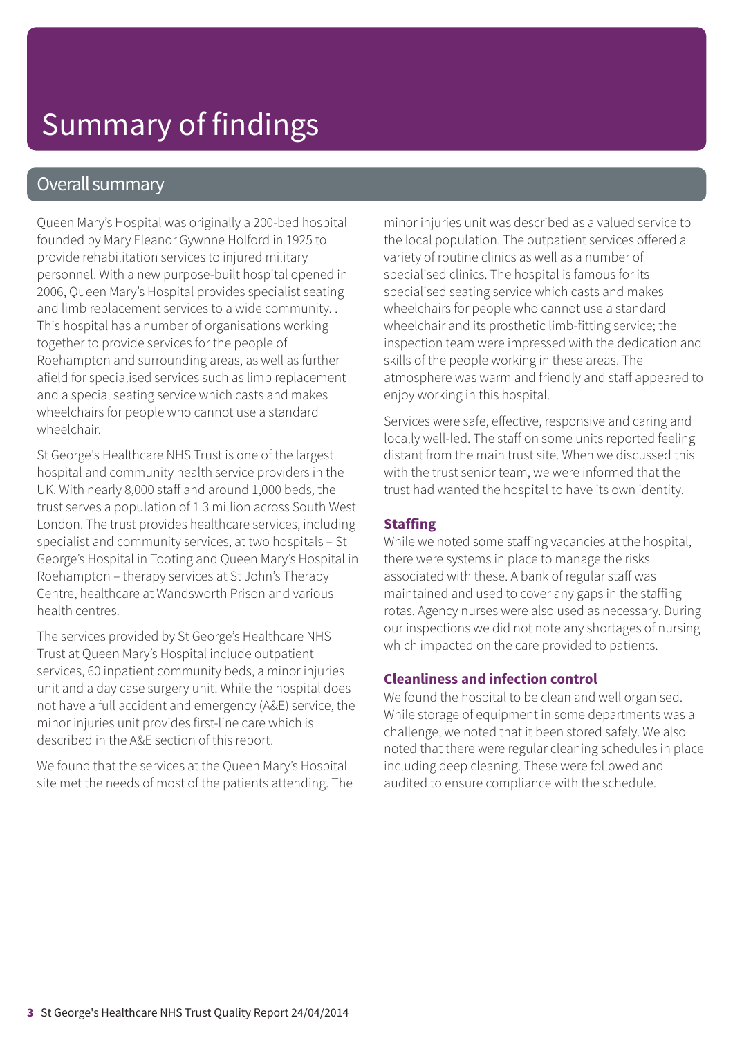# Summary of findings

## Overall summary

Queen Mary's Hospital was originally a 200-bed hospital founded by Mary Eleanor Gywnne Holford in 1925 to provide rehabilitation services to injured military personnel. With a new purpose-built hospital opened in 2006, Queen Mary's Hospital provides specialist seating and limb replacement services to a wide community. . This hospital has a number of organisations working together to provide services for the people of Roehampton and surrounding areas, as well as further afield for specialised services such as limb replacement and a special seating service which casts and makes wheelchairs for people who cannot use a standard wheelchair.

St George's Healthcare NHS Trust is one of the largest hospital and community health service providers in the UK. With nearly 8,000 staff and around 1,000 beds, the trust serves a population of 1.3 million across South West London. The trust provides healthcare services, including specialist and community services, at two hospitals – St George's Hospital in Tooting and Queen Mary's Hospital in Roehampton – therapy services at St John's Therapy Centre, healthcare at Wandsworth Prison and various health centres.

The services provided by St George's Healthcare NHS Trust at Queen Mary's Hospital include outpatient services, 60 inpatient community beds, a minor injuries unit and a day case surgery unit. While the hospital does not have a full accident and emergency (A&E) service, the minor injuries unit provides first-line care which is described in the A&E section of this report.

We found that the services at the Queen Mary's Hospital site met the needs of most of the patients attending. The minor injuries unit was described as a valued service to the local population. The outpatient services offered a variety of routine clinics as well as a number of specialised clinics. The hospital is famous for its specialised seating service which casts and makes wheelchairs for people who cannot use a standard wheelchair and its prosthetic limb-fitting service; the inspection team were impressed with the dedication and skills of the people working in these areas. The atmosphere was warm and friendly and staff appeared to enjoy working in this hospital.

Services were safe, effective, responsive and caring and locally well-led. The staff on some units reported feeling distant from the main trust site. When we discussed this with the trust senior team, we were informed that the trust had wanted the hospital to have its own identity.

### Staffing

While we noted some staffing vacancies at the hospital, there were systems in place to manage the risks associated with these. A bank of regular staff was maintained and used to cover any gaps in the staffing rotas. Agency nurses were also used as necessary. During our inspections we did not note any shortages of nursing which impacted on the care provided to patients.

### Cleanliness and infection control

We found the hospital to be clean and well organised. While storage of equipment in some departments was a challenge, we noted that it been stored safely. We also noted that there were regular cleaning schedules in place including deep cleaning. These were followed and audited to ensure compliance with the schedule.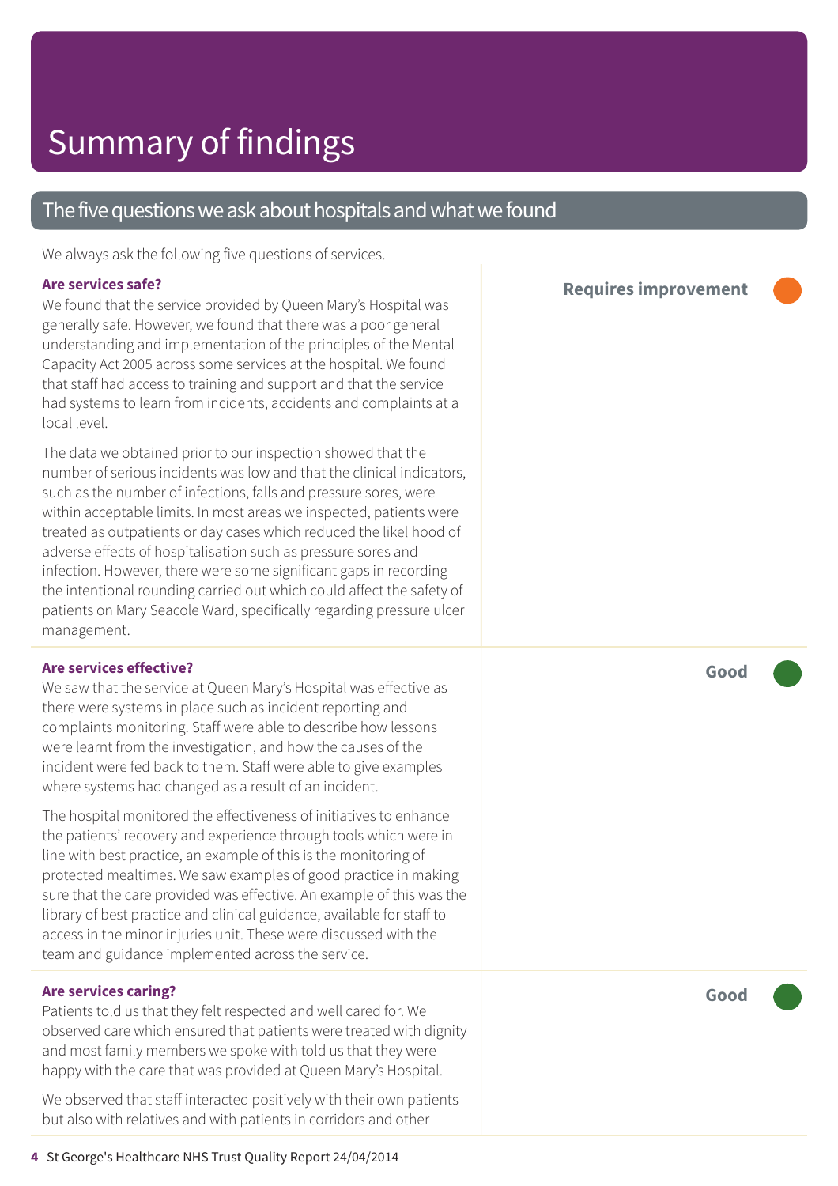# Summary of findings

## The five questions we ask about hospitals and what we found

We always ask the following five questions of services.

### Are services safe?

**Requires improvement**

We found that the service provided by Queen Mary's Hospital was generally safe. However, we found that there was a poor general understanding and implementation of the principles of the Mental Capacity Act 2005 across some services at the hospital. We found that staff had access to training and support and that the service had systems to learn from incidents, accidents and complaints at a local level.

The data we obtained prior to our inspection showed that the number of serious incidents was low and that the clinical indicators, such as the number of infections, falls and pressure sores, were within acceptable limits. In most areas we inspected, patients were treated as outpatients or day cases which reduced the likelihood of adverse effects of hospitalisation such as pressure sores and infection. However, there were some significant gaps in recording the intentional rounding carried out which could affect the safety of patients on Mary Seacole Ward, specifically regarding pressure ulcer management.

### Are services effective?

**Good**

We saw that the service at Queen Mary's Hospital was effective as there were systems in place such as incident reporting and complaints monitoring. Staff were able to describe how lessons were learnt from the investigation, and how the causes of the incident were fed back to them. Staff were able to give examples where systems had changed as a result of an incident.

The hospital monitored the effectiveness of initiatives to enhance the patients' recovery and experience through tools which were in line with best practice, an example of this is the monitoring of protected mealtimes. We saw examples of good practice in making sure that the care provided was effective. An example of this was the library of best practice and clinical guidance, available for staff to access in the minor injuries unit. These were discussed with the team and guidance implemented across the service.

### Are services caring?

**Good**

Patients told us that they felt respected and well cared for. We observed care which ensured that patients were treated with dignity and most family members we spoke with told us that they were happy with the care that was provided at Queen Mary's Hospital.

We observed that staff interacted positively with their own patients but also with relatives and with patients in corridors and other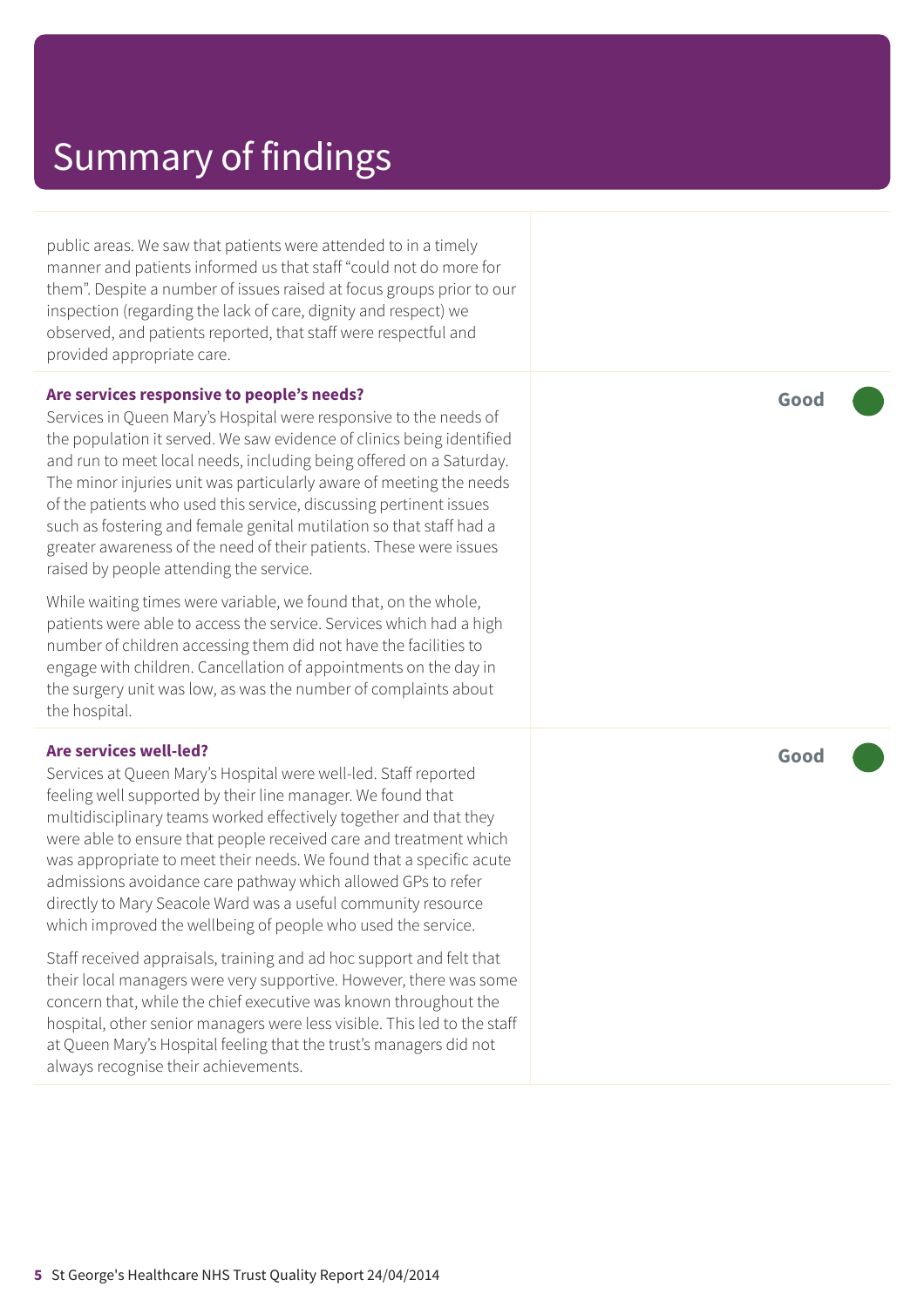# Summary of findings

public areas. We saw that patients were attended to in a timely manner and patients informed us that staff "could not do more for them". Despite a number of issues raised at focus groups prior to our inspection (regarding the lack of care, dignity and respect) we observed, and patients reported, that staff were respectful and provided appropriate care.

**Are services responsive to people's needs?**

**Good**

Services in Queen Mary's Hospital were responsive to the needs of the population it served. We saw evidence of clinics being identified and run to meet local needs, including being offered on a Saturday. The minor injuries unit was particularly aware of meeting the needs of the patients who used this service, discussing pertinent issues such as fostering and female genital mutilation so that staff had a greater awareness of the need of their patients. These were issues raised by people attending the service.

While waiting times were variable, we found that, on the whole, patients were able to access the service. Services which had a high number of children accessing them did not have the facilities to engage with children. Cancellation of appointments on the day in the surgery unit was low, as was the number of complaints about the hospital.

**Are services well-led?**

**Good**

Services at Queen Mary's Hospital were well-led. Staff reported feeling well supported by their line manager. We found that multidisciplinary teams worked effectively together and that they were able to ensure that people received care and treatment which was appropriate to meet their needs. We found that a specific acute admissions avoidance care pathway which allowed GPs to refer directly to Mary Seacole Ward was a useful community resource which improved the wellbeing of people who used the service.

Staff received appraisals, training and ad hoc support and felt that their local managers were very supportive. However, there was some concern that, while the chief executive was known throughout the hospital, other senior managers were less visible. This led to the staff at Queen Mary's Hospital feeling that the trust's managers did not always recognise their achievements.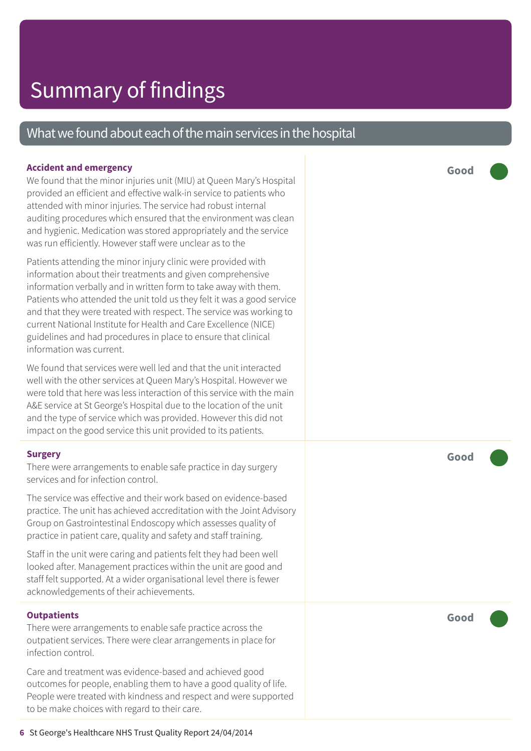# Summary of findings

## What we found about each of the main services in the hospital

### Accident and emergency

**Good**

We found that the minor injuries unit (MIU) at Queen Mary's Hospital provided an efficient and effective walk-in service to patients who attended with minor injuries. The service had robust internal auditing procedures which ensured that the environment was clean and hygienic. Medication was stored appropriately and the service was run efficiently. However staff were unclear as to the

Patients attending the minor injury clinic were provided with information about their treatments and given comprehensive information verbally and in written form to take away with them. Patients who attended the unit told us they felt it was a good service and that they were treated with respect. The service was working to current National Institute for Health and Care Excellence (NICE) guidelines and had procedures in place to ensure that clinical information was current.

We found that services were well led and that the unit interacted well with the other services at Queen Mary's Hospital. However we were told that here was less interaction of this service with the main A&E service at St George's Hospital due to the location of the unit and the type of service which was provided. However this did not impact on the good service this unit provided to its patients.

### Surgery

**Good**

There were arrangements to enable safe practice in day surgery services and for infection control.

The service was effective and their work based on evidence-based practice. The unit has achieved accreditation with the Joint Advisory Group on Gastrointestinal Endoscopy which assesses quality of practice in patient care, quality and safety and staff training.

Staff in the unit were caring and patients felt they had been well looked after. Management practices within the unit are good and staff felt supported. At a wider organisational level there is fewer acknowledgements of their achievements.

### Outpatients

**Good**

There were arrangements to enable safe practice across the outpatient services. There were clear arrangements in place for infection control.

Care and treatment was evidence-based and achieved good outcomes for people, enabling them to have a good quality of life. People were treated with kindness and respect and were supported to be make choices with regard to their care.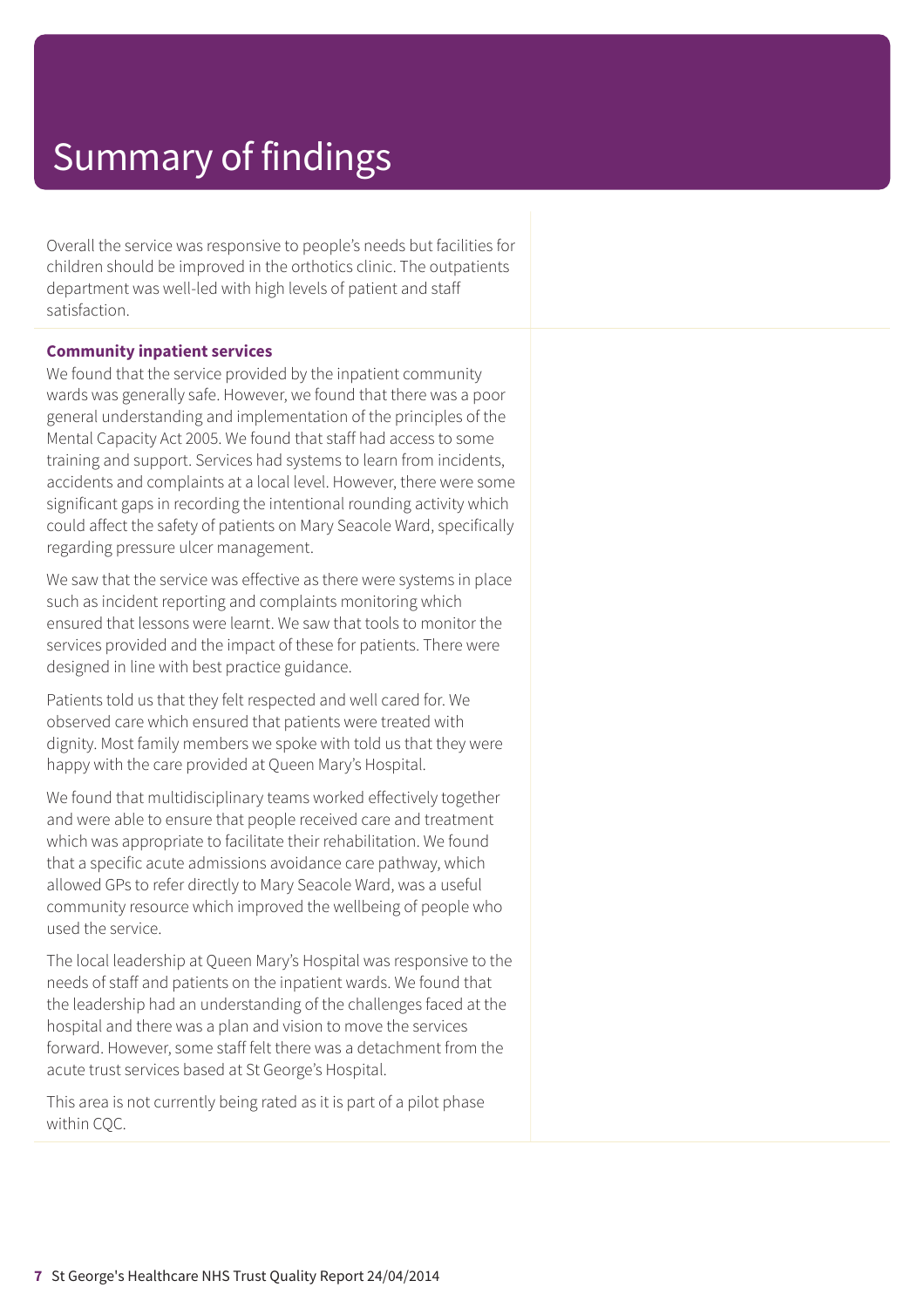# Summary of findings

Overall the service was responsive to people's needs but facilities for children should be improved in the orthotics clinic. The outpatients department was well-led with high levels of patient and staff satisfaction.

**Community inpatient services**

We found that the service provided by the inpatient community wards was generally safe. However, we found that there was a poor general understanding and implementation of the principles of the Mental Capacity Act 2005. We found that staff had access to some training and support. Services had systems to learn from incidents, accidents and complaints at a local level. However, there were some significant gaps in recording the intentional rounding activity which could affect the safety of patients on Mary Seacole Ward, specifically regarding pressure ulcer management.

We saw that the service was effective as there were systems in place such as incident reporting and complaints monitoring which ensured that lessons were learnt. We saw that tools to monitor the services provided and the impact of these for patients. There were designed in line with best practice guidance.

Patients told us that they felt respected and well cared for. We observed care which ensured that patients were treated with dignity. Most family members we spoke with told us that they were happy with the care provided at Queen Mary's Hospital.

We found that multidisciplinary teams worked effectively together and were able to ensure that people received care and treatment which was appropriate to facilitate their rehabilitation. We found that a specific acute admissions avoidance care pathway, which allowed GPs to refer directly to Mary Seacole Ward, was a useful community resource which improved the wellbeing of people who used the service.

The local leadership at Queen Mary's Hospital was responsive to the needs of staff and patients on the inpatient wards. We found that the leadership had an understanding of the challenges faced at the hospital and there was a plan and vision to move the services forward. However, some staff felt there was a detachment from the acute trust services based at St George's Hospital.

This area is not currently being rated as it is part of a pilot phase within CQC.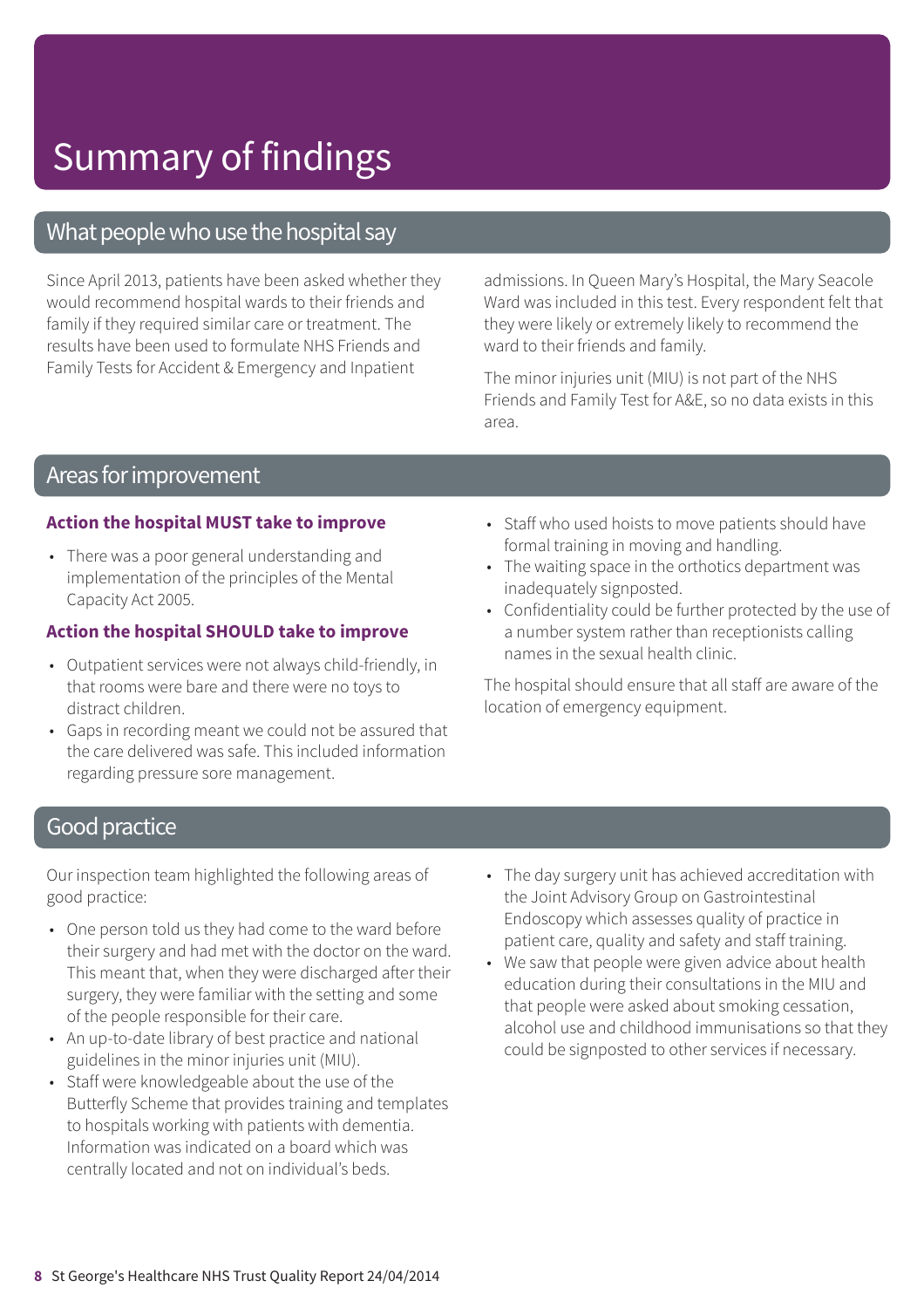# Summary of findings

## What people who use the hospital say

Since April 2013, patients have been asked whether they would recommend hospital wards to their friends and family if they required similar care or treatment. The results have been used to formulate NHS Friends and Family Tests for Accident & Emergency and Inpatient admissions. In Queen Mary's Hospital, the Mary Seacole Ward was included in this test. Every respondent felt that they were likely or extremely likely to recommend the ward to their friends and family.

The minor injuries unit (MIU) is not part of the NHS Friends and Family Test for A&E, so no data exists in this area.

## Areas for improvement

### Action the hospital MUST take to improve

- There was a poor general understanding and implementation of the principles of the Mental Capacity Act 2005.

### Action the hospital SHOULD take to improve

- Outpatient services were not always child-friendly, in that rooms were bare and there were no toys to distract children.
- Gaps in recording meant we could not be assured that the care delivered was safe. This included information regarding pressure sore management.
- Staff who used hoists to move patients should have formal training in moving and handling.
- The waiting space in the orthotics department was inadequately signposted.
- Confidentiality could be further protected by the use of a number system rather than receptionists calling names in the sexual health clinic.

The hospital should ensure that all staff are aware of the location of emergency equipment.

## Good practice

Our inspection team highlighted the following areas of good practice:

- One person told us they had come to the ward before their surgery and had met with the doctor on the ward. This meant that, when they were discharged after their surgery, they were familiar with the setting and some of the people responsible for their care.
- An up-to-date library of best practice and national guidelines in the minor injuries unit (MIU).
- Staff were knowledgeable about the use of the Butterfly Scheme that provides training and templates to hospitals working with patients with dementia. Information was indicated on a board which was centrally located and not on individual's beds.
- The day surgery unit has achieved accreditation with the Joint Advisory Group on Gastrointestinal Endoscopy which assesses quality of practice in patient care, quality and safety and staff training.
- We saw that people were given advice about health education during their consultations in the MIU and that people were asked about smoking cessation, alcohol use and childhood immunisations so that they could be signposted to other services if necessary.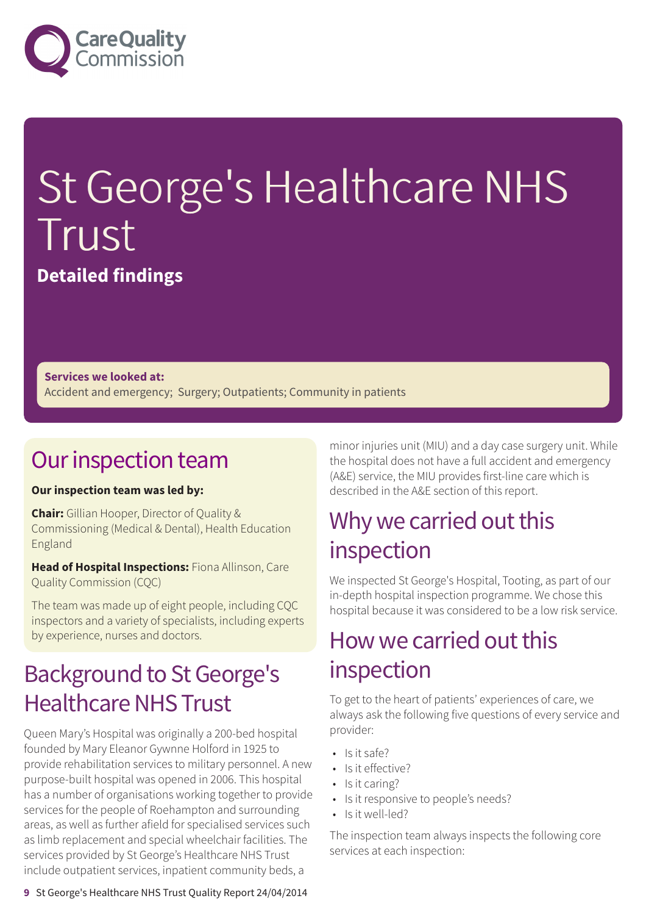# St George's Healthcare NHS Trust

**Detailed findings**

**Services we looked at:**
Accident and emergency; Surgery; Outpatients; Community in patients

## Our inspection team

**Our inspection team was led by:**

**Chair:** Gillian Hooper, Director of Quality & Commissioning (Medical & Dental), Health Education England

**Head of Hospital Inspections:** Fiona Allinson, Care Quality Commission (CQC)

The team was made up of eight people, including CQC inspectors and a variety of specialists, including experts by experience, nurses and doctors.

## Background to St George's Healthcare NHS Trust

Queen Mary's Hospital was originally a 200-bed hospital founded by Mary Eleanor Gwynne Holford in 1925 to provide rehabilitation services to military personnel. A new purpose-built hospital was opened in 2006. This hospital has a number of organisations working together to provide services for the people of Roehampton and surrounding areas, as well as further afield for specialised services such as limb replacement and special wheelchair facilities. The services provided by St George's Healthcare NHS Trust include outpatient services, inpatient community beds, a minor injuries unit (MIU) and a day case surgery unit. While the hospital does not have a full accident and emergency (A&E) service, the MIU provides first-line care which is described in the A&E section of this report.

## Why we carried out this inspection

We inspected St George's Hospital, Tooting, as part of our in-depth hospital inspection programme. We chose this hospital because it was considered to be a low risk service.

## How we carried out this inspection

To get to the heart of patients' experiences of care, we always ask the following five questions of every service and provider:

- Is it safe?
- Is it effective?
- Is it caring?
- Is it responsive to people's needs?
- Is it well-led?

The inspection team always inspects the following core services at each inspection: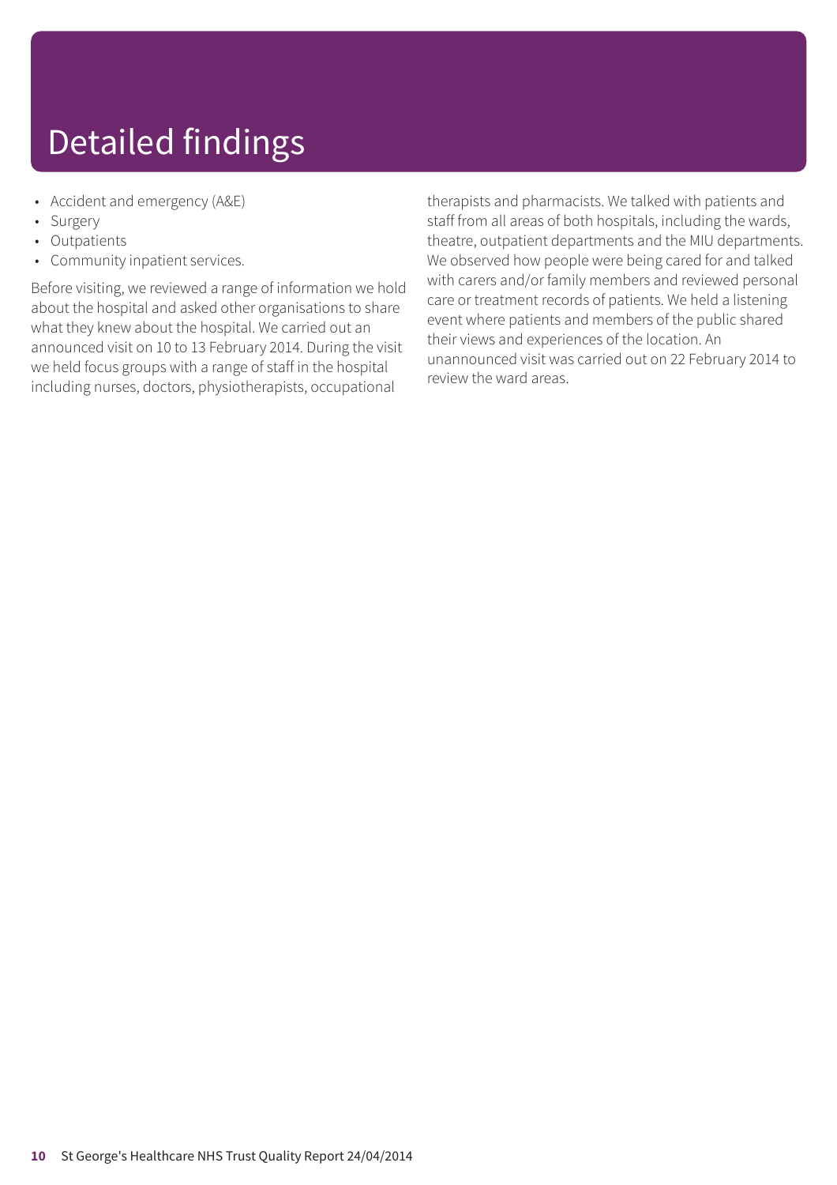# Detailed findings

- Accident and emergency (A&E)
- Surgery
- Outpatients
- Community inpatient services.

Before visiting, we reviewed a range of information we hold about the hospital and asked other organisations to share what they knew about the hospital. We carried out an announced visit on 10 to 13 February 2014. During the visit we held focus groups with a range of staff in the hospital including nurses, doctors, physiotherapists, occupational therapists and pharmacists. We talked with patients and staff from all areas of both hospitals, including the wards, theatre, outpatient departments and the MIU departments. We observed how people were being cared for and talked with carers and/or family members and reviewed personal care or treatment records of patients. We held a listening event where patients and members of the public shared their views and experiences of the location. An unannounced visit was carried out on 22 February 2014 to review the ward areas.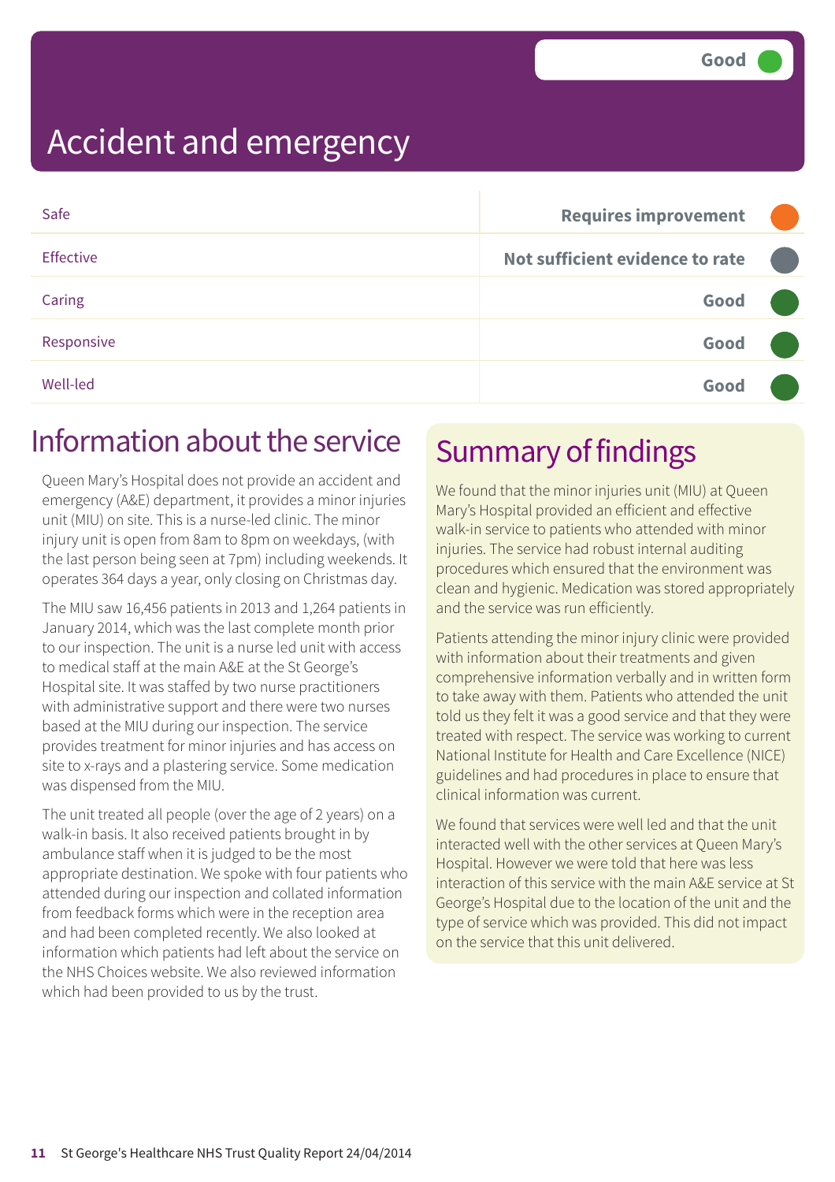# Accident and emergency

Good

| | |
|---|---|
| Safe | Requires improvement |
| Effective | Not sufficient evidence to rate |
| Caring | Good |
| Responsive | Good |
| Well-led | Good |

## Information about the service

Queen Mary's Hospital does not provide an accident and emergency (A&E) department, it provides a minor injuries unit (MIU) on site. This is a nurse-led clinic. The minor injury unit is open from 8am to 8pm on weekdays, (with the last person being seen at 7pm) including weekends. It operates 364 days a year, only closing on Christmas day.

The MIU saw 16,456 patients in 2013 and 1,264 patients in January 2014, which was the last complete month prior to our inspection. The unit is a nurse led unit with access to medical staff at the main A&E at the St George's Hospital site. It was staffed by two nurse practitioners with administrative support and there were two nurses based at the MIU during our inspection. The service provides treatment for minor injuries and has access on site to x-rays and a plastering service. Some medication was dispensed from the MIU.

The unit treated all people (over the age of 2 years) on a walk-in basis. It also received patients brought in by ambulance staff when it is judged to be the most appropriate destination. We spoke with four patients who attended during our inspection and collated information from feedback forms which were in the reception area and had been completed recently. We also looked at information which patients had left about the service on the NHS Choices website. We also reviewed information which had been provided to us by the trust.

## Summary of findings

We found that the minor injuries unit (MIU) at Queen Mary's Hospital provided an efficient and effective walk-in service to patients who attended with minor injuries. The service had robust internal auditing procedures which ensured that the environment was clean and hygienic. Medication was stored appropriately and the service was run efficiently.

Patients attending the minor injury clinic were provided with information about their treatments and given comprehensive information verbally and in written form to take away with them. Patients who attended the unit told us they felt it was a good service and that they were treated with respect. The service was working to current National Institute for Health and Care Excellence (NICE) guidelines and had procedures in place to ensure that clinical information was current.

We found that services were well led and that the unit interacted well with the other services at Queen Mary's Hospital. However we were told that here was less interaction of this service with the main A&E service at St George's Hospital due to the location of the unit and the type of service which was provided. This did not impact on the service that this unit delivered.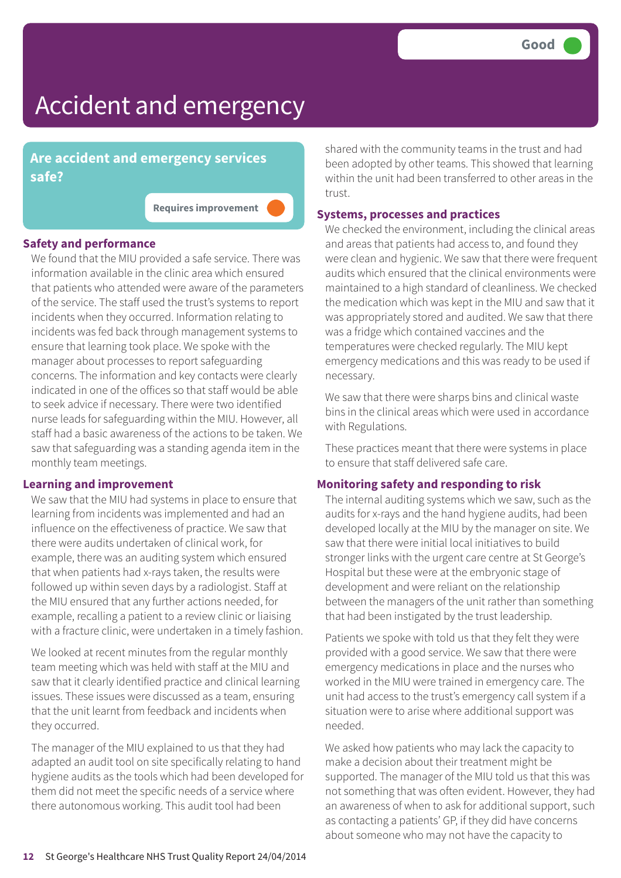Good

# Accident and emergency

## Are accident and emergency services safe?

Requires improvement

### Safety and performance

We found that the MIU provided a safe service. There was information available in the clinic area which ensured that patients who attended were aware of the parameters of the service. The staff used the trust's systems to report incidents when they occurred. Information relating to incidents was fed back through management systems to ensure that learning took place. We spoke with the manager about processes to report safeguarding concerns. The information and key contacts were clearly indicated in one of the offices so that staff would be able to seek advice if necessary. There were two identified nurse leads for safeguarding within the MIU. However, all staff had a basic awareness of the actions to be taken. We saw that safeguarding was a standing agenda item in the monthly team meetings.

### Learning and improvement

We saw that the MIU had systems in place to ensure that learning from incidents was implemented and had an influence on the effectiveness of practice. We saw that there were audits undertaken of clinical work, for example, there was an auditing system which ensured that when patients had x-rays taken, the results were followed up within seven days by a radiologist. Staff at the MIU ensured that any further actions needed, for example, recalling a patient to a review clinic or liaising with a fracture clinic, were undertaken in a timely fashion.

We looked at recent minutes from the regular monthly team meeting which was held with staff at the MIU and saw that it clearly identified practice and clinical learning issues. These issues were discussed as a team, ensuring that the unit learnt from feedback and incidents when they occurred.

The manager of the MIU explained to us that they had adapted an audit tool on site specifically relating to hand hygiene audits as the tools which had been developed for them did not meet the specific needs of a service where there autonomous working. This audit tool had been shared with the community teams in the trust and had been adopted by other teams. This showed that learning within the unit had been transferred to other areas in the trust.

### Systems, processes and practices

We checked the environment, including the clinical areas and areas that patients had access to, and found they were clean and hygienic. We saw that there were frequent audits which ensured that the clinical environments were maintained to a high standard of cleanliness. We checked the medication which was kept in the MIU and saw that it was appropriately stored and audited. We saw that there was a fridge which contained vaccines and the temperatures were checked regularly. The MIU kept emergency medications and this was ready to be used if necessary.

We saw that there were sharps bins and clinical waste bins in the clinical areas which were used in accordance with Regulations.

These practices meant that there were systems in place to ensure that staff delivered safe care.

### Monitoring safety and responding to risk

The internal auditing systems which we saw, such as the audits for x-rays and the hand hygiene audits, had been developed locally at the MIU by the manager on site. We saw that there were initial local initiatives to build stronger links with the urgent care centre at St George's Hospital but these were at the embryonic stage of development and were reliant on the relationship between the managers of the unit rather than something that had been instigated by the trust leadership.

Patients we spoke with told us that they felt they were provided with a good service. We saw that there were emergency medications in place and the nurses who worked in the MIU were trained in emergency care. The unit had access to the trust's emergency call system if a situation were to arise where additional support was needed.

We asked how patients who may lack the capacity to make a decision about their treatment might be supported. The manager of the MIU told us that this was not something that was often evident. However, they had an awareness of when to ask for additional support, such as contacting a patients' GP, if they did have concerns about someone who may not have the capacity to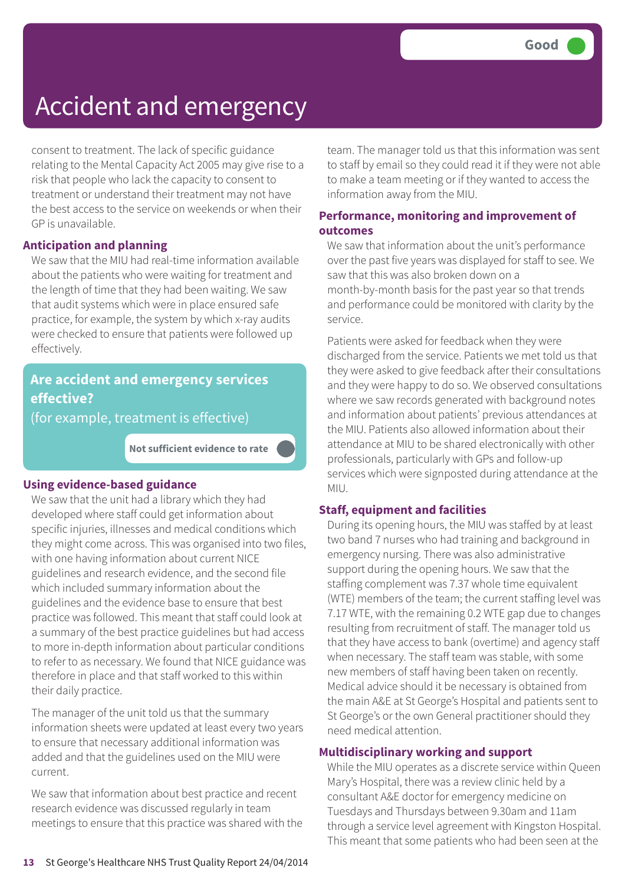# Accident and emergency

Good

consent to treatment. The lack of specific guidance relating to the Mental Capacity Act 2005 may give rise to a risk that people who lack the capacity to consent to treatment or understand their treatment may not have the best access to the service on weekends or when their GP is unavailable.

### Anticipation and planning

We saw that the MIU had real-time information available about the patients who were waiting for treatment and the length of time that they had been waiting. We saw that audit systems which were in place ensured safe practice, for example, the system by which x-ray audits were checked to ensure that patients were followed up effectively.

## Are accident and emergency services effective?

(for example, treatment is effective)

**Not sufficient evidence to rate**

### Using evidence-based guidance

We saw that the unit had a library which they had developed where staff could get information about specific injuries, illnesses and medical conditions which they might come across. This was organised into two files, with one having information about current NICE guidelines and research evidence, and the second file which included summary information about the guidelines and the evidence base to ensure that best practice was followed. This meant that staff could look at a summary of the best practice guidelines but had access to more in-depth information about particular conditions to refer to as necessary. We found that NICE guidance was therefore in place and that staff worked to this within their daily practice.

The manager of the unit told us that the summary information sheets were updated at least every two years to ensure that necessary additional information was added and that the guidelines used on the MIU were current.

We saw that information about best practice and recent research evidence was discussed regularly in team meetings to ensure that this practice was shared with the team. The manager told us that this information was sent to staff by email so they could read it if they were not able to make a team meeting or if they wanted to access the information away from the MIU.

### Performance, monitoring and improvement of outcomes

We saw that information about the unit's performance over the past five years was displayed for staff to see. We saw that this was also broken down on a month-by-month basis for the past year so that trends and performance could be monitored with clarity by the service.

Patients were asked for feedback when they were discharged from the service. Patients we met told us that they were asked to give feedback after their consultations and they were happy to do so. We observed consultations where we saw records generated with background notes and information about patients' previous attendances at the MIU. Patients also allowed information about their attendance at MIU to be shared electronically with other professionals, particularly with GPs and follow-up services which were signposted during attendance at the MIU.

### Staff, equipment and facilities

During its opening hours, the MIU was staffed by at least two band 7 nurses who had training and background in emergency nursing. There was also administrative support during the opening hours. We saw that the staffing complement was 7.37 whole time equivalent (WTE) members of the team; the current staffing level was 7.17 WTE, with the remaining 0.2 WTE gap due to changes resulting from recruitment of staff. The manager told us that they have access to bank (overtime) and agency staff when necessary. The staff team was stable, with some new members of staff having been taken on recently. Medical advice should it be necessary is obtained from the main A&E at St George's Hospital and patients sent to St George's or the own General practitioner should they need medical attention.

### Multidisciplinary working and support

While the MIU operates as a discrete service within Queen Mary's Hospital, there was a review clinic held by a consultant A&E doctor for emergency medicine on Tuesdays and Thursdays between 9.30am and 11am through a service level agreement with Kingston Hospital. This meant that some patients who had been seen at the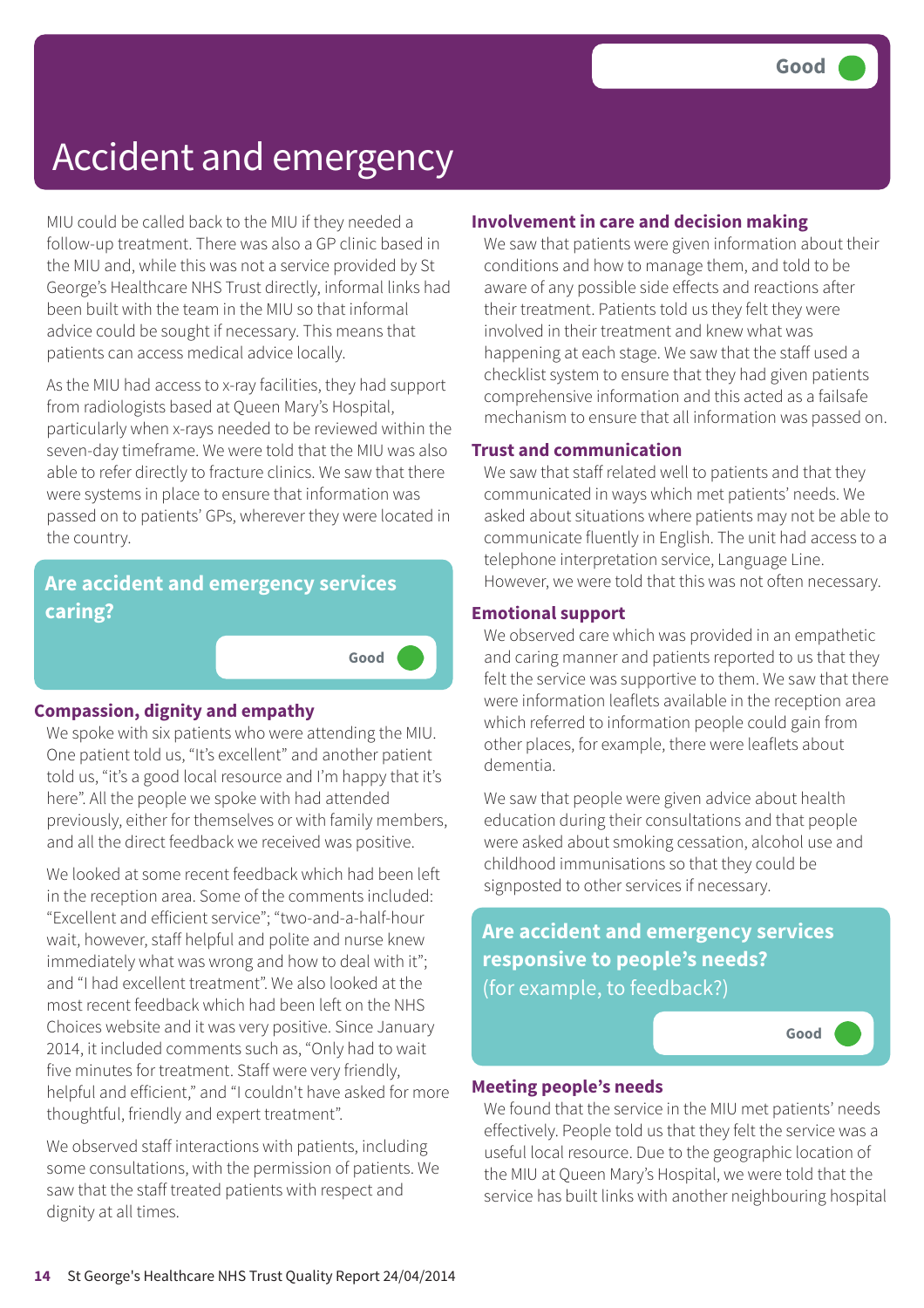# Accident and emergency

Good

MIU could be called back to the MIU if they needed a follow-up treatment. There was also a GP clinic based in the MIU and, while this was not a service provided by St George's Healthcare NHS Trust directly, informal links had been built with the team in the MIU so that informal advice could be sought if necessary. This means that patients can access medical advice locally.

As the MIU had access to x-ray facilities, they had support from radiologists based at Queen Mary's Hospital, particularly when x-rays needed to be reviewed within the seven-day timeframe. We were told that the MIU was also able to refer directly to fracture clinics. We saw that there were systems in place to ensure that information was passed on to patients' GPs, wherever they were located in the country.

## Are accident and emergency services caring?

Good

### Compassion, dignity and empathy

We spoke with six patients who were attending the MIU. One patient told us, "It's excellent" and another patient told us, "it's a good local resource and I'm happy that it's here". All the people we spoke with had attended previously, either for themselves or with family members, and all the direct feedback we received was positive.

We looked at some recent feedback which had been left in the reception area. Some of the comments included: "Excellent and efficient service"; "two-and-a-half-hour wait, however, staff helpful and polite and nurse knew immediately what was wrong and how to deal with it"; and "I had excellent treatment". We also looked at the most recent feedback which had been left on the NHS Choices website and it was very positive. Since January 2014, it included comments such as, "Only had to wait five minutes for treatment. Staff were very friendly, helpful and efficient," and "I couldn't have asked for more thoughtful, friendly and expert treatment".

We observed staff interactions with patients, including some consultations, with the permission of patients. We saw that the staff treated patients with respect and dignity at all times.

### Involvement in care and decision making

We saw that patients were given information about their conditions and how to manage them, and told to be aware of any possible side effects and reactions after their treatment. Patients told us they felt they were involved in their treatment and knew what was happening at each stage. We saw that the staff used a checklist system to ensure that they had given patients comprehensive information and this acted as a failsafe mechanism to ensure that all information was passed on.

### Trust and communication

We saw that staff related well to patients and that they communicated in ways which met patients' needs. We asked about situations where patients may not be able to communicate fluently in English. The unit had access to a telephone interpretation service, Language Line. However, we were told that this was not often necessary.

### Emotional support

We observed care which was provided in an empathetic and caring manner and patients reported to us that they felt the service was supportive to them. We saw that there were information leaflets available in the reception area which referred to information people could gain from other places, for example, there were leaflets about dementia.

We saw that people were given advice about health education during their consultations and that people were asked about smoking cessation, alcohol use and childhood immunisations so that they could be signposted to other services if necessary.

## Are accident and emergency services responsive to people's needs? (for example, to feedback?)

Good

### Meeting people's needs

We found that the service in the MIU met patients' needs effectively. People told us that they felt the service was a useful local resource. Due to the geographic location of the MIU at Queen Mary's Hospital, we were told that the service has built links with another neighbouring hospital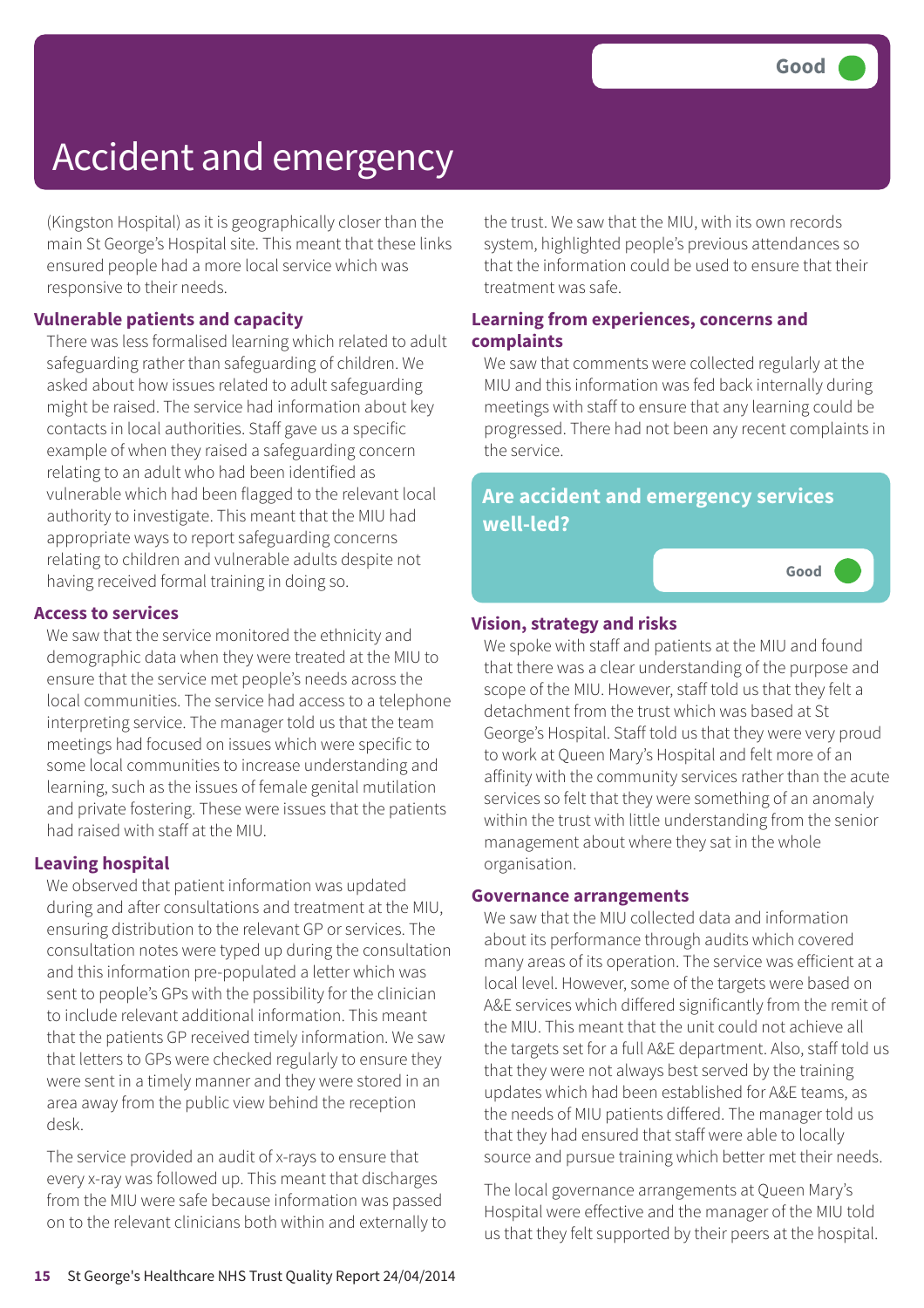# Accident and emergency

Good

(Kingston Hospital) as it is geographically closer than the main St George's Hospital site. This meant that these links ensured people had a more local service which was responsive to their needs.

### Vulnerable patients and capacity

There was less formalised learning which related to adult safeguarding rather than safeguarding of children. We asked about how issues related to adult safeguarding might be raised. The service had information about key contacts in local authorities. Staff gave us a specific example of when they raised a safeguarding concern relating to an adult who had been identified as vulnerable which had been flagged to the relevant local authority to investigate. This meant that the MIU had appropriate ways to report safeguarding concerns relating to children and vulnerable adults despite not having received formal training in doing so.

### Access to services

We saw that the service monitored the ethnicity and demographic data when they were treated at the MIU to ensure that the service met people's needs across the local communities. The service had access to a telephone interpreting service. The manager told us that the team meetings had focused on issues which were specific to some local communities to increase understanding and learning, such as the issues of female genital mutilation and private fostering. These were issues that the patients had raised with staff at the MIU.

### Leaving hospital

We observed that patient information was updated during and after consultations and treatment at the MIU, ensuring distribution to the relevant GP or services. The consultation notes were typed up during the consultation and this information pre-populated a letter which was sent to people's GPs with the possibility for the clinician to include relevant additional information. This meant that the patients GP received timely information. We saw that letters to GPs were checked regularly to ensure they were sent in a timely manner and they were stored in an area away from the public view behind the reception desk.

The service provided an audit of x-rays to ensure that every x-ray was followed up. This meant that discharges from the MIU were safe because information was passed on to the relevant clinicians both within and externally to the trust. We saw that the MIU, with its own records system, highlighted people's previous attendances so that the information could be used to ensure that their treatment was safe.

### Learning from experiences, concerns and complaints

We saw that comments were collected regularly at the MIU and this information was fed back internally during meetings with staff to ensure that any learning could be progressed. There had not been any recent complaints in the service.

## Are accident and emergency services well-led?

Good

### Vision, strategy and risks

We spoke with staff and patients at the MIU and found that there was a clear understanding of the purpose and scope of the MIU. However, staff told us that they felt a detachment from the trust which was based at St George's Hospital. Staff told us that they were very proud to work at Queen Mary's Hospital and felt more of an affinity with the community services rather than the acute services so felt that they were something of an anomaly within the trust with little understanding from the senior management about where they sat in the whole organisation.

### Governance arrangements

We saw that the MIU collected data and information about its performance through audits which covered many areas of its operation. The service was efficient at a local level. However, some of the targets were based on A&E services which differed significantly from the remit of the MIU. This meant that the unit could not achieve all the targets set for a full A&E department. Also, staff told us that they were not always best served by the training updates which had been established for A&E teams, as the needs of MIU patients differed. The manager told us that they had ensured that staff were able to locally source and pursue training which better met their needs.

The local governance arrangements at Queen Mary's Hospital were effective and the manager of the MIU told us that they felt supported by their peers at the hospital.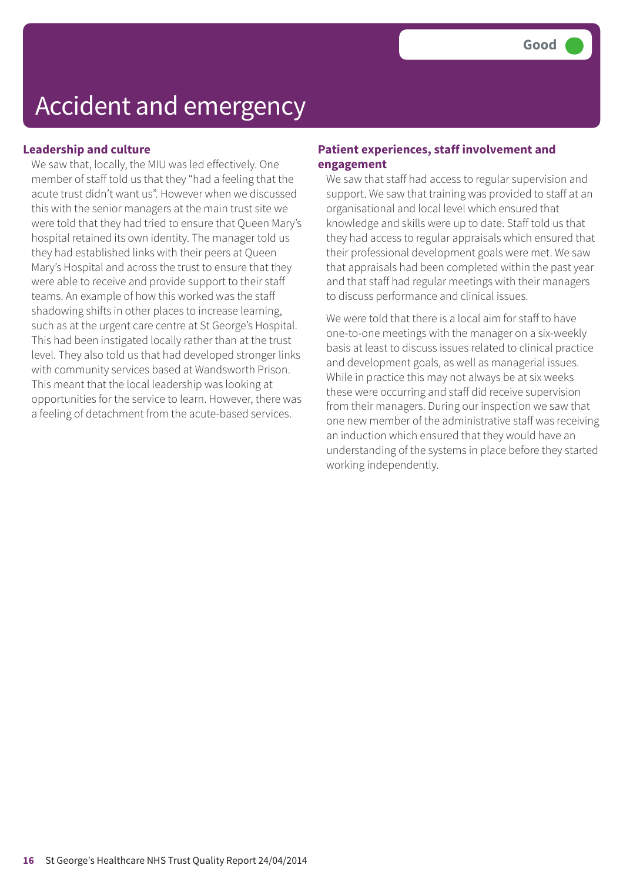# Accident and emergency

Good

### Leadership and culture

We saw that, locally, the MIU was led effectively. One member of staff told us that they "had a feeling that the acute trust didn't want us". However when we discussed this with the senior managers at the main trust site we were told that they had tried to ensure that Queen Mary's hospital retained its own identity. The manager told us they had established links with their peers at Queen Mary's Hospital and across the trust to ensure that they were able to receive and provide support to their staff teams. An example of how this worked was the staff shadowing shifts in other places to increase learning, such as at the urgent care centre at St George's Hospital. This had been instigated locally rather than at the trust level. They also told us that had developed stronger links with community services based at Wandsworth Prison. This meant that the local leadership was looking at opportunities for the service to learn. However, there was a feeling of detachment from the acute-based services.

### Patient experiences, staff involvement and engagement

We saw that staff had access to regular supervision and support. We saw that training was provided to staff at an organisational and local level which ensured that knowledge and skills were up to date. Staff told us that they had access to regular appraisals which ensured that their professional development goals were met. We saw that appraisals had been completed within the past year and that staff had regular meetings with their managers to discuss performance and clinical issues.

We were told that there is a local aim for staff to have one-to-one meetings with the manager on a six-weekly basis at least to discuss issues related to clinical practice and development goals, as well as managerial issues. While in practice this may not always be at six weeks these were occurring and staff did receive supervision from their managers. During our inspection we saw that one new member of the administrative staff was receiving an induction which ensured that they would have an understanding of the systems in place before they started working independently.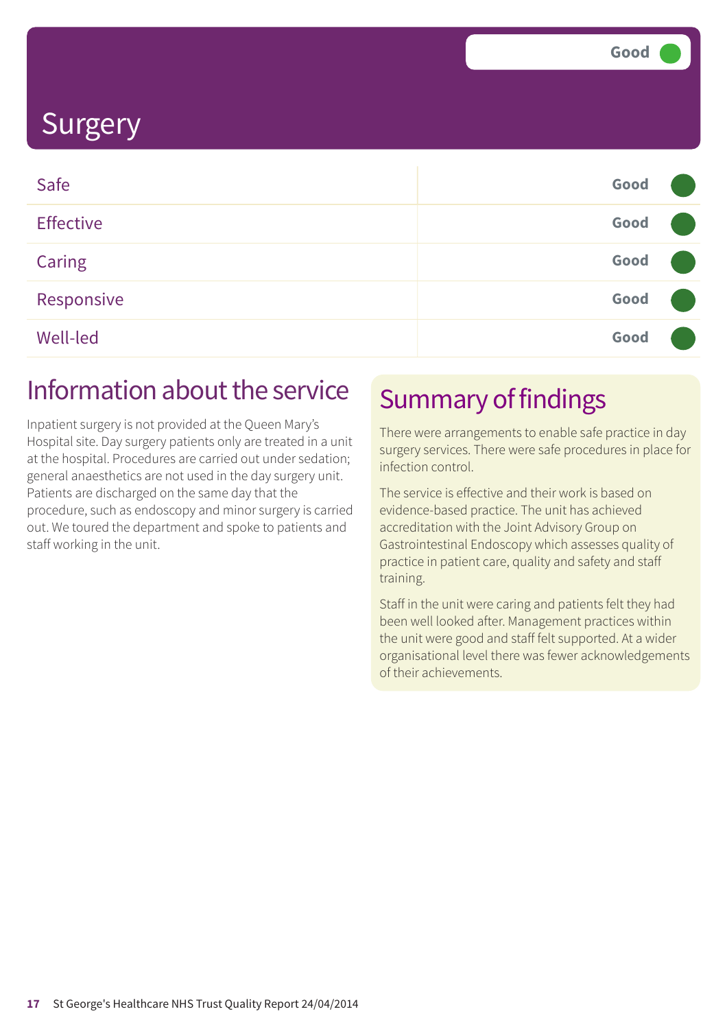# Surgery

Good

| | |
|---|---|
| Safe | Good |
| Effective | Good |
| Caring | Good |
| Responsive | Good |
| Well-led | Good |

## Information about the service

Inpatient surgery is not provided at the Queen Mary's Hospital site. Day surgery patients only are treated in a unit at the hospital. Procedures are carried out under sedation; general anaesthetics are not used in the day surgery unit. Patients are discharged on the same day that the procedure, such as endoscopy and minor surgery is carried out. We toured the department and spoke to patients and staff working in the unit.

## Summary of findings

There were arrangements to enable safe practice in day surgery services. There were safe procedures in place for infection control.

The service is effective and their work is based on evidence-based practice. The unit has achieved accreditation with the Joint Advisory Group on Gastrointestinal Endoscopy which assesses quality of practice in patient care, quality and safety and staff training.

Staff in the unit were caring and patients felt they had been well looked after. Management practices within the unit were good and staff felt supported. At a wider organisational level there was fewer acknowledgements of their achievements.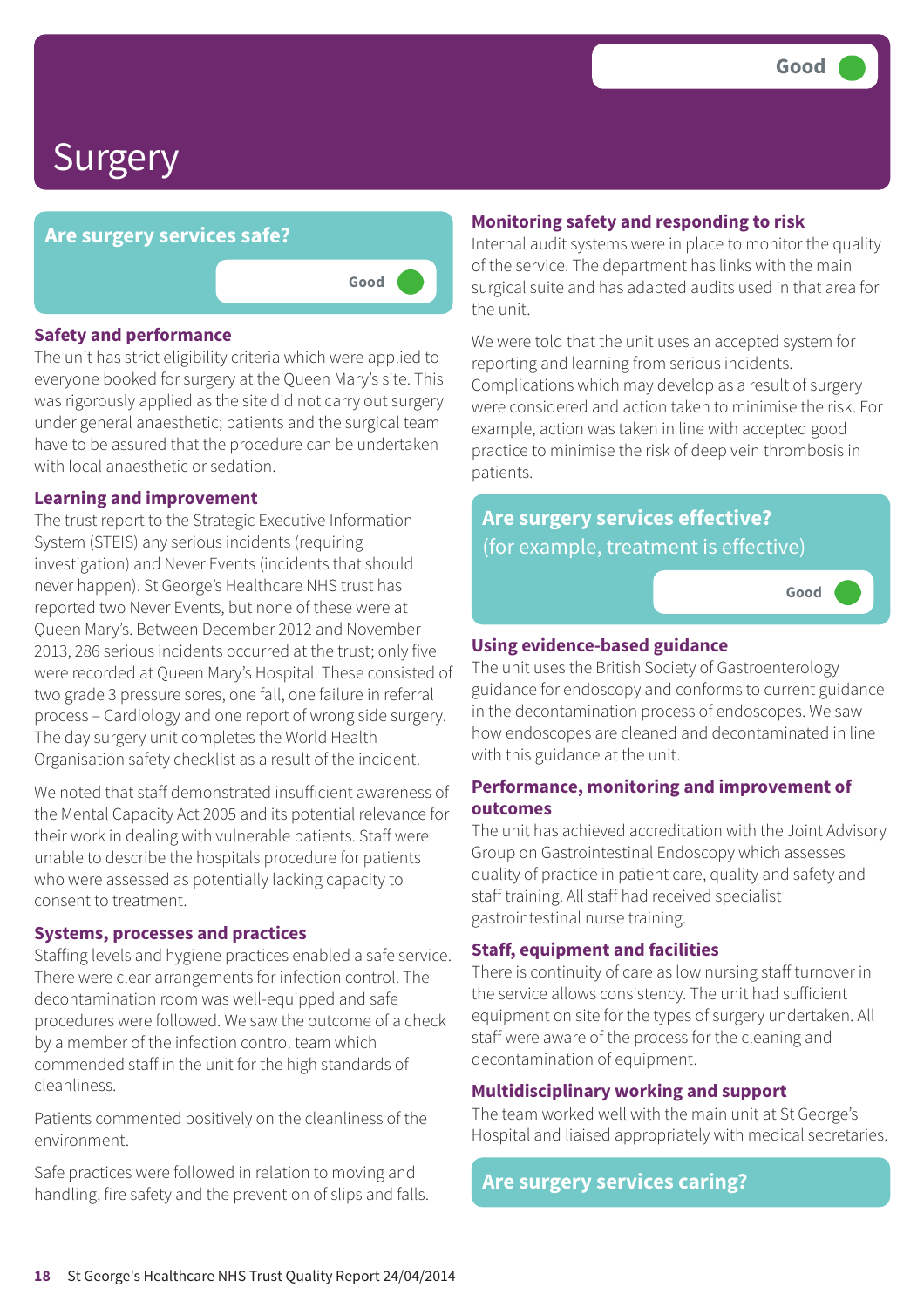# Surgery

Good

## Are surgery services safe?

Good

### Safety and performance

The unit has strict eligibility criteria which were applied to everyone booked for surgery at the Queen Mary's site. This was rigorously applied as the site did not carry out surgery under general anaesthetic; patients and the surgical team have to be assured that the procedure can be undertaken with local anaesthetic or sedation.

### Learning and improvement

The trust report to the Strategic Executive Information System (STEIS) any serious incidents (requiring investigation) and Never Events (incidents that should never happen). St George's Healthcare NHS trust has reported two Never Events, but none of these were at Queen Mary's. Between December 2012 and November 2013, 286 serious incidents occurred at the trust; only five were recorded at Queen Mary's Hospital. These consisted of two grade 3 pressure sores, one fall, one failure in referral process – Cardiology and one report of wrong side surgery. The day surgery unit completes the World Health Organisation safety checklist as a result of the incident.

We noted that staff demonstrated insufficient awareness of the Mental Capacity Act 2005 and its potential relevance for their work in dealing with vulnerable patients. Staff were unable to describe the hospitals procedure for patients who were assessed as potentially lacking capacity to consent to treatment.

### Systems, processes and practices

Staffing levels and hygiene practices enabled a safe service. There were clear arrangements for infection control. The decontamination room was well-equipped and safe procedures were followed. We saw the outcome of a check by a member of the infection control team which commended staff in the unit for the high standards of cleanliness.

Patients commented positively on the cleanliness of the environment.

Safe practices were followed in relation to moving and handling, fire safety and the prevention of slips and falls.

### Monitoring safety and responding to risk

Internal audit systems were in place to monitor the quality of the service. The department has links with the main surgical suite and has adapted audits used in that area for the unit.

We were told that the unit uses an accepted system for reporting and learning from serious incidents. Complications which may develop as a result of surgery were considered and action taken to minimise the risk. For example, action was taken in line with accepted good practice to minimise the risk of deep vein thrombosis in patients.

## Are surgery services effective?

(for example, treatment is effective)

Good

### Using evidence-based guidance

The unit uses the British Society of Gastroenterology guidance for endoscopy and conforms to current guidance in the decontamination process of endoscopes. We saw how endoscopes are cleaned and decontaminated in line with this guidance at the unit.

### Performance, monitoring and improvement of outcomes

The unit has achieved accreditation with the Joint Advisory Group on Gastrointestinal Endoscopy which assesses quality of practice in patient care, quality and safety and staff training. All staff had received specialist gastrointestinal nurse training.

### Staff, equipment and facilities

There is continuity of care as low nursing staff turnover in the service allows consistency. The unit had sufficient equipment on site for the types of surgery undertaken. All staff were aware of the process for the cleaning and decontamination of equipment.

### Multidisciplinary working and support

The team worked well with the main unit at St George's Hospital and liaised appropriately with medical secretaries.

## Are surgery services caring?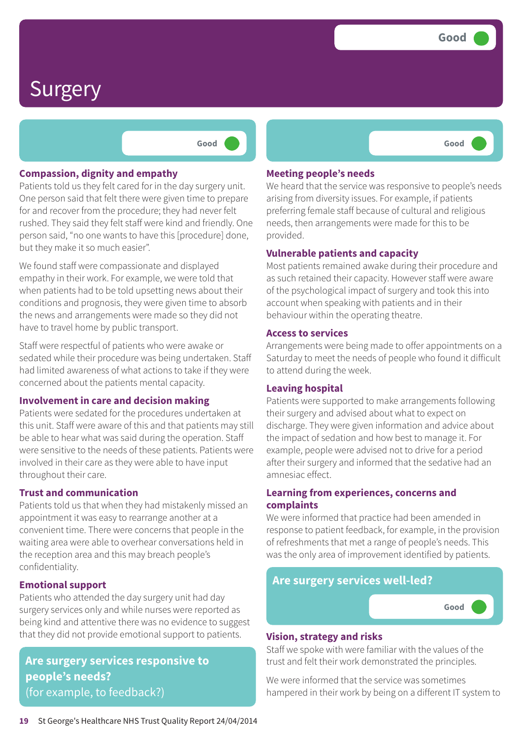# Surgery

Good

Good

### Compassion, dignity and empathy

Patients told us they felt cared for in the day surgery unit. One person said that felt there were given time to prepare for and recover from the procedure; they had never felt rushed. They said they felt staff were kind and friendly. One person said, "no one wants to have this [procedure] done, but they make it so much easier".

We found staff were compassionate and displayed empathy in their work. For example, we were told that when patients had to be told upsetting news about their conditions and prognosis, they were given time to absorb the news and arrangements were made so they did not have to travel home by public transport.

Staff were respectful of patients who were awake or sedated while their procedure was being undertaken. Staff had limited awareness of what actions to take if they were concerned about the patients mental capacity.

### Involvement in care and decision making

Patients were sedated for the procedures undertaken at this unit. Staff were aware of this and that patients may still be able to hear what was said during the operation. Staff were sensitive to the needs of these patients. Patients were involved in their care as they were able to have input throughout their care.

### Trust and communication

Patients told us that when they had mistakenly missed an appointment it was easy to rearrange another at a convenient time. There were concerns that people in the waiting area were able to overhear conversations held in the reception area and this may breach people's confidentiality.

### Emotional support

Patients who attended the day surgery unit had day surgery services only and while nurses were reported as being kind and attentive there was no evidence to suggest that they did not provide emotional support to patients.

## Are surgery services responsive to people's needs?
(for example, to feedback?)

Good

### Meeting people's needs

We heard that the service was responsive to people's needs arising from diversity issues. For example, if patients preferring female staff because of cultural and religious needs, then arrangements were made for this to be provided.

### Vulnerable patients and capacity

Most patients remained awake during their procedure and as such retained their capacity. However staff were aware of the psychological impact of surgery and took this into account when speaking with patients and in their behaviour within the operating theatre.

### Access to services

Arrangements were being made to offer appointments on a Saturday to meet the needs of people who found it difficult to attend during the week.

### Leaving hospital

Patients were supported to make arrangements following their surgery and advised about what to expect on discharge. They were given information and advice about the impact of sedation and how best to manage it. For example, people were advised not to drive for a period after their surgery and informed that the sedative had an amnesiac effect.

### Learning from experiences, concerns and complaints

We were informed that practice had been amended in response to patient feedback, for example, in the provision of refreshments that met a range of people's needs. This was the only area of improvement identified by patients.

## Are surgery services well-led?

Good

### Vision, strategy and risks

Staff we spoke with were familiar with the values of the trust and felt their work demonstrated the principles.

We were informed that the service was sometimes hampered in their work by being on a different IT system to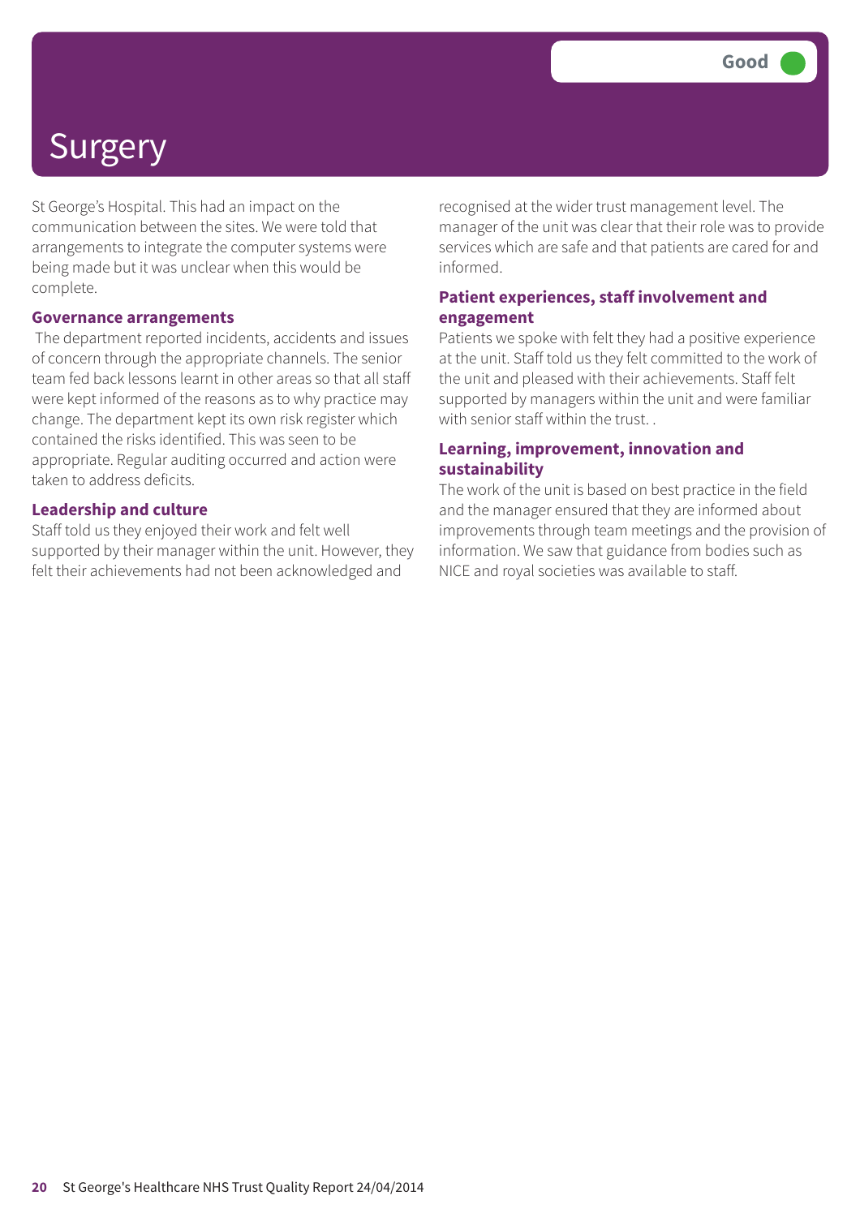# Surgery

Good

St George's Hospital. This had an impact on the communication between the sites. We were told that arrangements to integrate the computer systems were being made but it was unclear when this would be complete.

### Governance arrangements

The department reported incidents, accidents and issues of concern through the appropriate channels. The senior team fed back lessons learnt in other areas so that all staff were kept informed of the reasons as to why practice may change. The department kept its own risk register which contained the risks identified. This was seen to be appropriate. Regular auditing occurred and action were taken to address deficits.

### Leadership and culture

Staff told us they enjoyed their work and felt well supported by their manager within the unit. However, they felt their achievements had not been acknowledged and recognised at the wider trust management level. The manager of the unit was clear that their role was to provide services which are safe and that patients are cared for and informed.

### Patient experiences, staff involvement and engagement

Patients we spoke with felt they had a positive experience at the unit. Staff told us they felt committed to the work of the unit and pleased with their achievements. Staff felt supported by managers within the unit and were familiar with senior staff within the trust. .

### Learning, improvement, innovation and sustainability

The work of the unit is based on best practice in the field and the manager ensured that they are informed about improvements through team meetings and the provision of information. We saw that guidance from bodies such as NICE and royal societies was available to staff.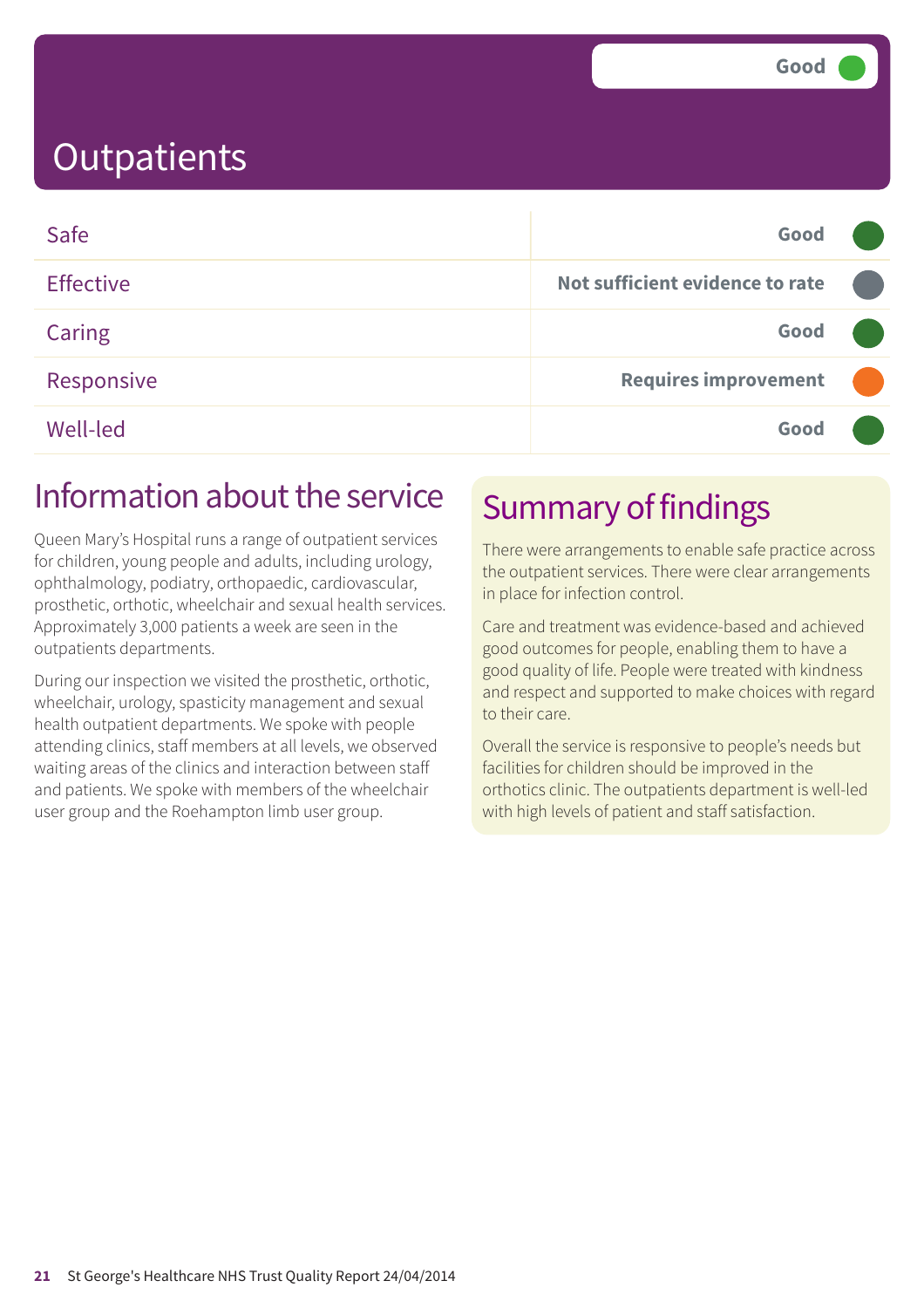Good

# Outpatients

| | |
|---|---|
| Safe | Good |
| Effective | Not sufficient evidence to rate |
| Caring | Good |
| Responsive | Requires improvement |
| Well-led | Good |

## Information about the service

Queen Mary's Hospital runs a range of outpatient services for children, young people and adults, including urology, ophthalmology, podiatry, orthopaedic, cardiovascular, prosthetic, orthotic, wheelchair and sexual health services. Approximately 3,000 patients a week are seen in the outpatients departments.

During our inspection we visited the prosthetic, orthotic, wheelchair, urology, spasticity management and sexual health outpatient departments. We spoke with people attending clinics, staff members at all levels, we observed waiting areas of the clinics and interaction between staff and patients. We spoke with members of the wheelchair user group and the Roehampton limb user group.

## Summary of findings

There were arrangements to enable safe practice across the outpatient services. There were clear arrangements in place for infection control.

Care and treatment was evidence-based and achieved good outcomes for people, enabling them to have a good quality of life. People were treated with kindness and respect and supported to make choices with regard to their care.

Overall the service is responsive to people's needs but facilities for children should be improved in the orthotics clinic. The outpatients department is well-led with high levels of patient and staff satisfaction.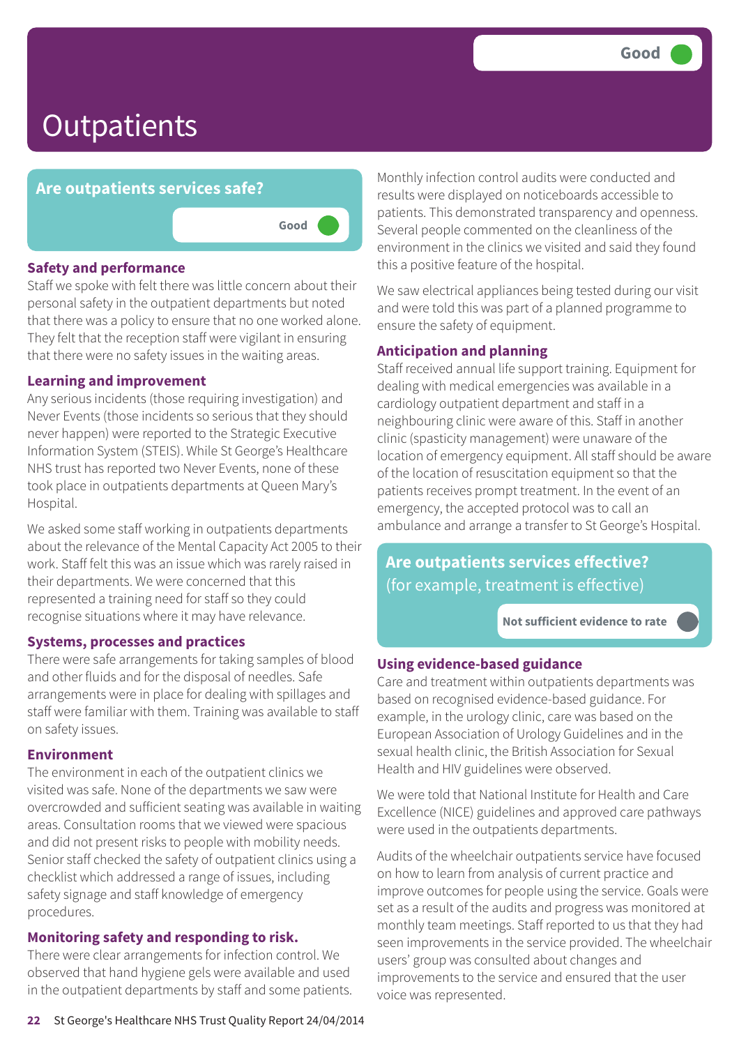# Outpatients

Good

## Are outpatients services safe?

Good

### Safety and performance

Staff we spoke with felt there was little concern about their personal safety in the outpatient departments but noted that there was a policy to ensure that no one worked alone. They felt that the reception staff were vigilant in ensuring that there were no safety issues in the waiting areas.

### Learning and improvement

Any serious incidents (those requiring investigation) and Never Events (those incidents so serious that they should never happen) were reported to the Strategic Executive Information System (STEIS). While St George's Healthcare NHS trust has reported two Never Events, none of these took place in outpatients departments at Queen Mary's Hospital.

We asked some staff working in outpatients departments about the relevance of the Mental Capacity Act 2005 to their work. Staff felt this was an issue which was rarely raised in their departments. We were concerned that this represented a training need for staff so they could recognise situations where it may have relevance.

### Systems, processes and practices

There were safe arrangements for taking samples of blood and other fluids and for the disposal of needles. Safe arrangements were in place for dealing with spillages and staff were familiar with them. Training was available to staff on safety issues.

### Environment

The environment in each of the outpatient clinics we visited was safe. None of the departments we saw were overcrowded and sufficient seating was available in waiting areas. Consultation rooms that we viewed were spacious and did not present risks to people with mobility needs. Senior staff checked the safety of outpatient clinics using a checklist which addressed a range of issues, including safety signage and staff knowledge of emergency procedures.

### Monitoring safety and responding to risk.

There were clear arrangements for infection control. We observed that hand hygiene gels were available and used in the outpatient departments by staff and some patients.

Monthly infection control audits were conducted and results were displayed on noticeboards accessible to patients. This demonstrated transparency and openness. Several people commented on the cleanliness of the environment in the clinics we visited and said they found this a positive feature of the hospital.

We saw electrical appliances being tested during our visit and were told this was part of a planned programme to ensure the safety of equipment.

### Anticipation and planning

Staff received annual life support training. Equipment for dealing with medical emergencies was available in a cardiology outpatient department and staff in a neighbouring clinic were aware of this. Staff in another clinic (spasticity management) were unaware of the location of emergency equipment. All staff should be aware of the location of resuscitation equipment so that the patients receives prompt treatment. In the event of an emergency, the accepted protocol was to call an ambulance and arrange a transfer to St George's Hospital.

## Are outpatients services effective? (for example, treatment is effective)

Not sufficient evidence to rate

### Using evidence-based guidance

Care and treatment within outpatients departments was based on recognised evidence-based guidance. For example, in the urology clinic, care was based on the European Association of Urology Guidelines and in the sexual health clinic, the British Association for Sexual Health and HIV guidelines were observed.

We were told that National Institute for Health and Care Excellence (NICE) guidelines and approved care pathways were used in the outpatients departments.

Audits of the wheelchair outpatients service have focused on how to learn from analysis of current practice and improve outcomes for people using the service. Goals were set as a result of the audits and progress was monitored at monthly team meetings. Staff reported to us that they had seen improvements in the service provided. The wheelchair users' group was consulted about changes and improvements to the service and ensured that the user voice was represented.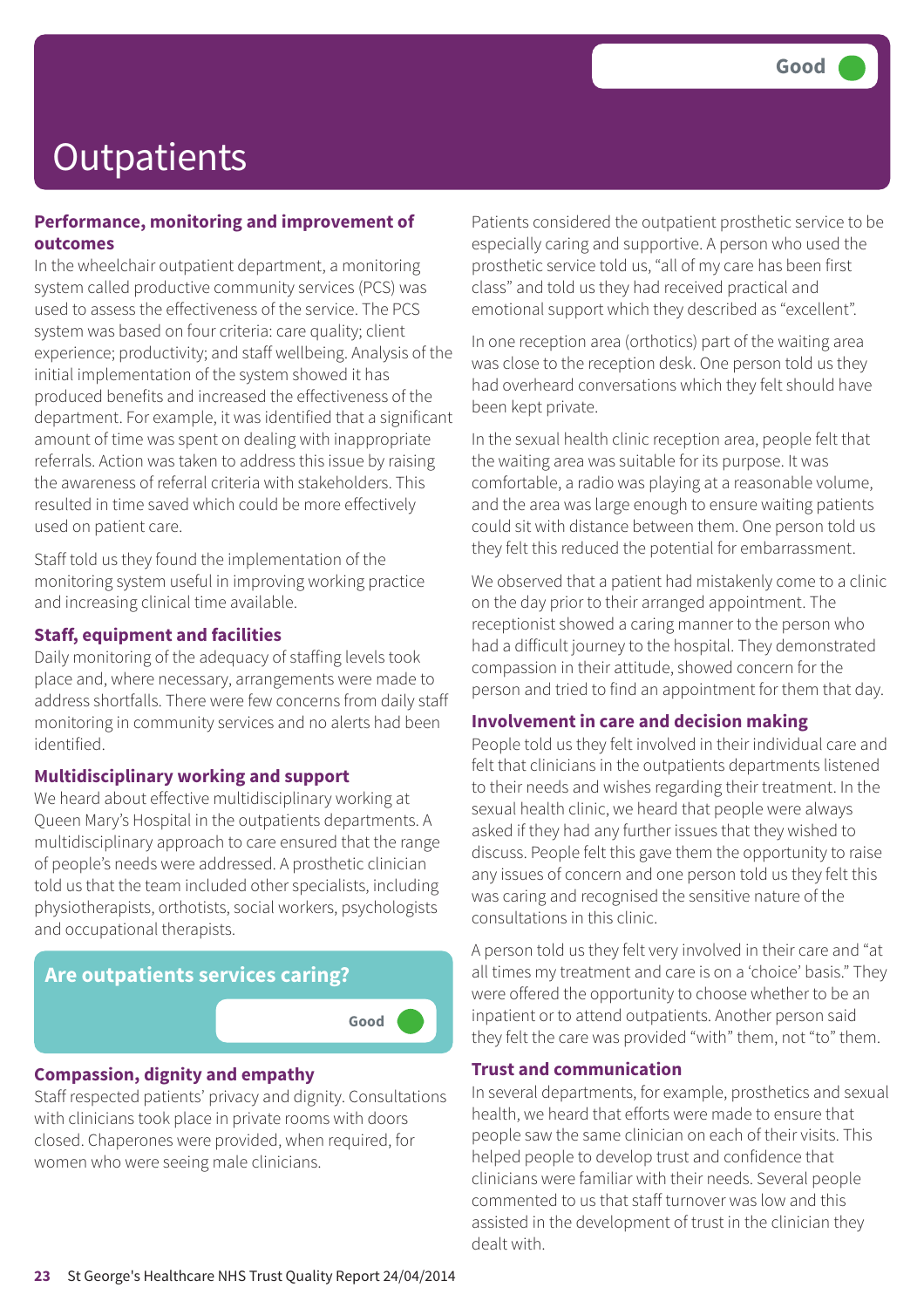# Outpatients

Good

### Performance, monitoring and improvement of outcomes

In the wheelchair outpatient department, a monitoring system called productive community services (PCS) was used to assess the effectiveness of the service. The PCS system was based on four criteria: care quality; client experience; productivity; and staff wellbeing. Analysis of the initial implementation of the system showed it has produced benefits and increased the effectiveness of the department. For example, it was identified that a significant amount of time was spent on dealing with inappropriate referrals. Action was taken to address this issue by raising the awareness of referral criteria with stakeholders. This resulted in time saved which could be more effectively used on patient care.

Staff told us they found the implementation of the monitoring system useful in improving working practice and increasing clinical time available.

### Staff, equipment and facilities

Daily monitoring of the adequacy of staffing levels took place and, where necessary, arrangements were made to address shortfalls. There were few concerns from daily staff monitoring in community services and no alerts had been identified.

### Multidisciplinary working and support

We heard about effective multidisciplinary working at Queen Mary's Hospital in the outpatients departments. A multidisciplinary approach to care ensured that the range of people's needs were addressed. A prosthetic clinician told us that the team included other specialists, including physiotherapists, orthotists, social workers, psychologists and occupational therapists.

## Are outpatients services caring?

Good

### Compassion, dignity and empathy

Staff respected patients' privacy and dignity. Consultations with clinicians took place in private rooms with doors closed. Chaperones were provided, when required, for women who were seeing male clinicians.

Patients considered the outpatient prosthetic service to be especially caring and supportive. A person who used the prosthetic service told us, "all of my care has been first class" and told us they had received practical and emotional support which they described as "excellent".

In one reception area (orthotics) part of the waiting area was close to the reception desk. One person told us they had overheard conversations which they felt should have been kept private.

In the sexual health clinic reception area, people felt that the waiting area was suitable for its purpose. It was comfortable, a radio was playing at a reasonable volume, and the area was large enough to ensure waiting patients could sit with distance between them. One person told us they felt this reduced the potential for embarrassment.

We observed that a patient had mistakenly come to a clinic on the day prior to their arranged appointment. The receptionist showed a caring manner to the person who had a difficult journey to the hospital. They demonstrated compassion in their attitude, showed concern for the person and tried to find an appointment for them that day.

### Involvement in care and decision making

People told us they felt involved in their individual care and felt that clinicians in the outpatients departments listened to their needs and wishes regarding their treatment. In the sexual health clinic, we heard that people were always asked if they had any further issues that they wished to discuss. People felt this gave them the opportunity to raise any issues of concern and one person told us they felt this was caring and recognised the sensitive nature of the consultations in this clinic.

A person told us they felt very involved in their care and "at all times my treatment and care is on a 'choice' basis." They were offered the opportunity to choose whether to be an inpatient or to attend outpatients. Another person said they felt the care was provided "with" them, not "to" them.

### Trust and communication

In several departments, for example, prosthetics and sexual health, we heard that efforts were made to ensure that people saw the same clinician on each of their visits. This helped people to develop trust and confidence that clinicians were familiar with their needs. Several people commented to us that staff turnover was low and this assisted in the development of trust in the clinician they dealt with.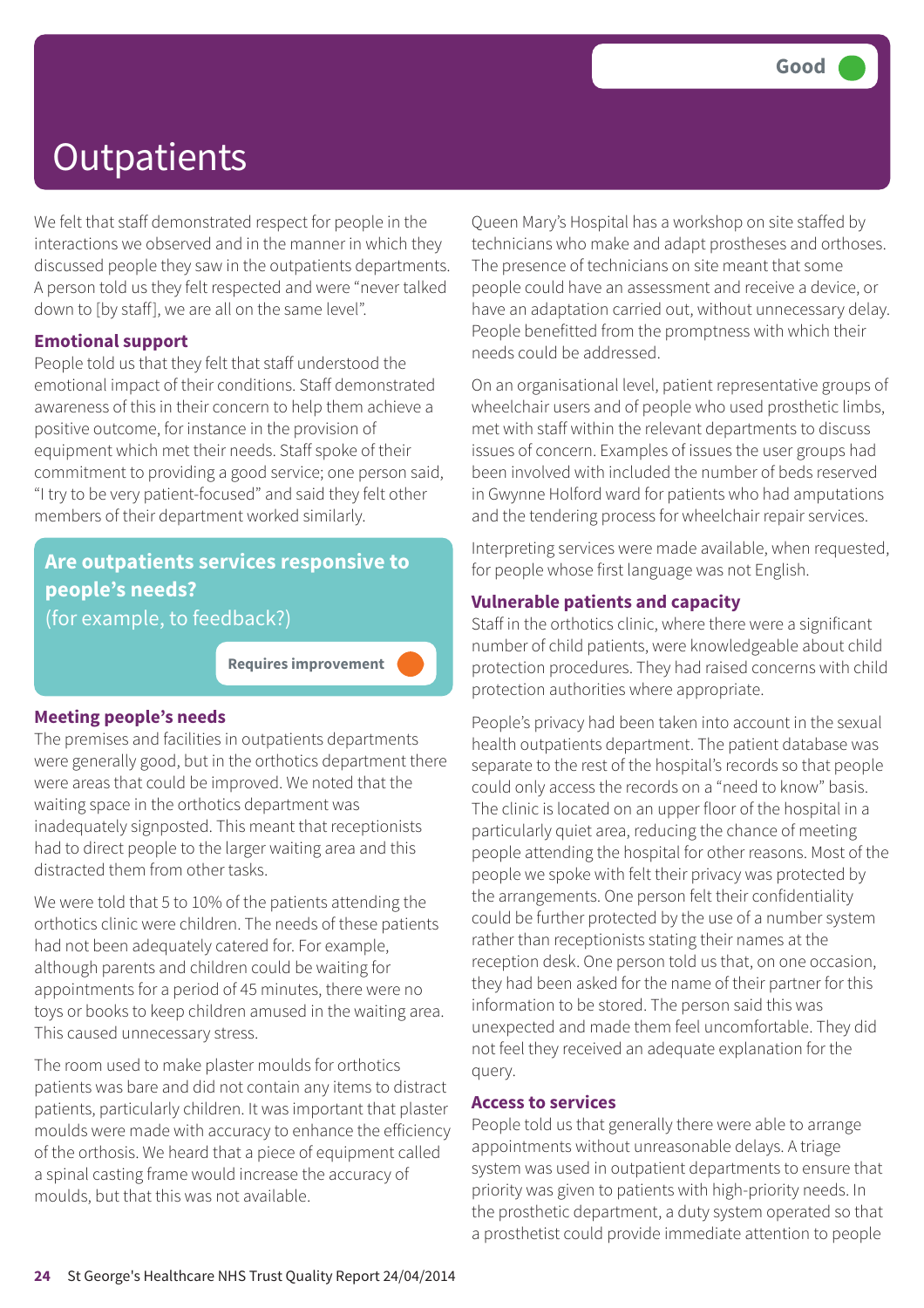# Outpatients

Good

We felt that staff demonstrated respect for people in the interactions we observed and in the manner in which they discussed people they saw in the outpatients departments. A person told us they felt respected and were "never talked down to [by staff], we are all on the same level".

### Emotional support

People told us that they felt that staff understood the emotional impact of their conditions. Staff demonstrated awareness of this in their concern to help them achieve a positive outcome, for instance in the provision of equipment which met their needs. Staff spoke of their commitment to providing a good service; one person said, "I try to be very patient-focused" and said they felt other members of their department worked similarly.

## Are outpatients services responsive to people's needs?

(for example, to feedback?)

Requires improvement

### Meeting people's needs

The premises and facilities in outpatients departments were generally good, but in the orthotics department there were areas that could be improved. We noted that the waiting space in the orthotics department was inadequately signposted. This meant that receptionists had to direct people to the larger waiting area and this distracted them from other tasks.

We were told that 5 to 10% of the patients attending the orthotics clinic were children. The needs of these patients had not been adequately catered for. For example, although parents and children could be waiting for appointments for a period of 45 minutes, there were no toys or books to keep children amused in the waiting area. This caused unnecessary stress.

The room used to make plaster moulds for orthotics patients was bare and did not contain any items to distract patients, particularly children. It was important that plaster moulds were made with accuracy to enhance the efficiency of the orthosis. We heard that a piece of equipment called a spinal casting frame would increase the accuracy of moulds, but that this was not available.

Queen Mary's Hospital has a workshop on site staffed by technicians who make and adapt prostheses and orthoses. The presence of technicians on site meant that some people could have an assessment and receive a device, or have an adaptation carried out, without unnecessary delay. People benefitted from the promptness with which their needs could be addressed.

On an organisational level, patient representative groups of wheelchair users and of people who used prosthetic limbs, met with staff within the relevant departments to discuss issues of concern. Examples of issues the user groups had been involved with included the number of beds reserved in Gwynne Holford ward for patients who had amputations and the tendering process for wheelchair repair services.

Interpreting services were made available, when requested, for people whose first language was not English.

### Vulnerable patients and capacity

Staff in the orthotics clinic, where there were a significant number of child patients, were knowledgeable about child protection procedures. They had raised concerns with child protection authorities where appropriate.

People's privacy had been taken into account in the sexual health outpatients department. The patient database was separate to the rest of the hospital's records so that people could only access the records on a "need to know" basis. The clinic is located on an upper floor of the hospital in a particularly quiet area, reducing the chance of meeting people attending the hospital for other reasons. Most of the people we spoke with felt their privacy was protected by the arrangements. One person felt their confidentiality could be further protected by the use of a number system rather than receptionists stating their names at the reception desk. One person told us that, on one occasion, they had been asked for the name of their partner for this information to be stored. The person said this was unexpected and made them feel uncomfortable. They did not feel they received an adequate explanation for the query.

### Access to services

People told us that generally there were able to arrange appointments without unreasonable delays. A triage system was used in outpatient departments to ensure that priority was given to patients with high-priority needs. In the prosthetic department, a duty system operated so that a prosthetist could provide immediate attention to people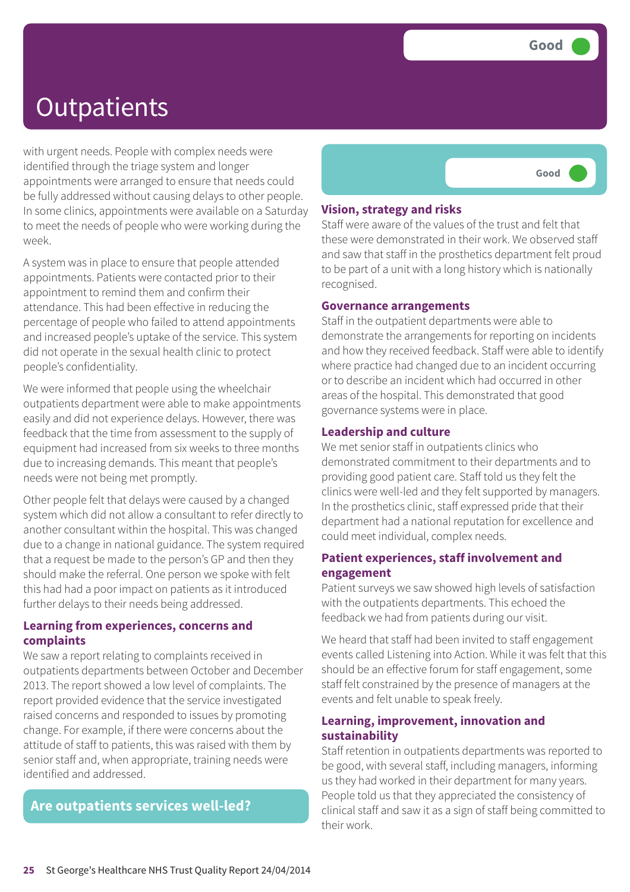# Outpatients

Good

with urgent needs. People with complex needs were identified through the triage system and longer appointments were arranged to ensure that needs could be fully addressed without causing delays to other people. In some clinics, appointments were available on a Saturday to meet the needs of people who were working during the week.

A system was in place to ensure that people attended appointments. Patients were contacted prior to their appointment to remind them and confirm their attendance. This had been effective in reducing the percentage of people who failed to attend appointments and increased people's uptake of the service. This system did not operate in the sexual health clinic to protect people's confidentiality.

We were informed that people using the wheelchair outpatients department were able to make appointments easily and did not experience delays. However, there was feedback that the time from assessment to the supply of equipment had increased from six weeks to three months due to increasing demands. This meant that people's needs were not being met promptly.

Other people felt that delays were caused by a changed system which did not allow a consultant to refer directly to another consultant within the hospital. This was changed due to a change in national guidance. The system required that a request be made to the person's GP and then they should make the referral. One person we spoke with felt this had had a poor impact on patients as it introduced further delays to their needs being addressed.

### Learning from experiences, concerns and complaints

We saw a report relating to complaints received in outpatients departments between October and December 2013. The report showed a low level of complaints. The report provided evidence that the service investigated raised concerns and responded to issues by promoting change. For example, if there were concerns about the attitude of staff to patients, this was raised with them by senior staff and, when appropriate, training needs were identified and addressed.

## Are outpatients services well-led?

Good

### Vision, strategy and risks

Staff were aware of the values of the trust and felt that these were demonstrated in their work. We observed staff and saw that staff in the prosthetics department felt proud to be part of a unit with a long history which is nationally recognised.

### Governance arrangements

Staff in the outpatient departments were able to demonstrate the arrangements for reporting on incidents and how they received feedback. Staff were able to identify where practice had changed due to an incident occurring or to describe an incident which had occurred in other areas of the hospital. This demonstrated that good governance systems were in place.

### Leadership and culture

We met senior staff in outpatients clinics who demonstrated commitment to their departments and to providing good patient care. Staff told us they felt the clinics were well-led and they felt supported by managers. In the prosthetics clinic, staff expressed pride that their department had a national reputation for excellence and could meet individual, complex needs.

### Patient experiences, staff involvement and engagement

Patient surveys we saw showed high levels of satisfaction with the outpatients departments. This echoed the feedback we had from patients during our visit.

We heard that staff had been invited to staff engagement events called Listening into Action. While it was felt that this should be an effective forum for staff engagement, some staff felt constrained by the presence of managers at the events and felt unable to speak freely.

### Learning, improvement, innovation and sustainability

Staff retention in outpatients departments was reported to be good, with several staff, including managers, informing us they had worked in their department for many years. People told us that they appreciated the consistency of clinical staff and saw it as a sign of staff being committed to their work.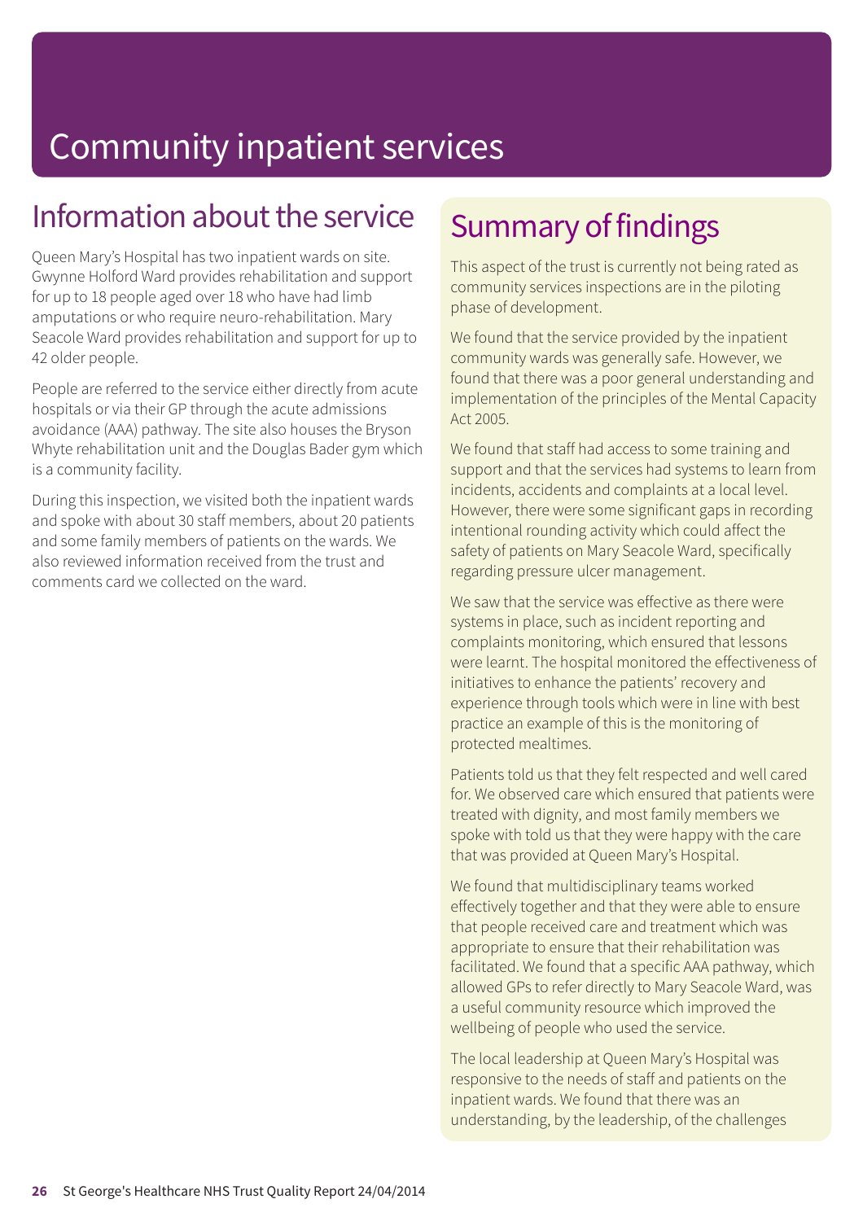# Community inpatient services

## Information about the service

Queen Mary's Hospital has two inpatient wards on site. Gwynne Holford Ward provides rehabilitation and support for up to 18 people aged over 18 who have had limb amputations or who require neuro-rehabilitation. Mary Seacole Ward provides rehabilitation and support for up to 42 older people.

People are referred to the service either directly from acute hospitals or via their GP through the acute admissions avoidance (AAA) pathway. The site also houses the Bryson Whyte rehabilitation unit and the Douglas Bader gym which is a community facility.

During this inspection, we visited both the inpatient wards and spoke with about 30 staff members, about 20 patients and some family members of patients on the wards. We also reviewed information received from the trust and comments card we collected on the ward.

## Summary of findings

This aspect of the trust is currently not being rated as community services inspections are in the piloting phase of development.

We found that the service provided by the inpatient community wards was generally safe. However, we found that there was a poor general understanding and implementation of the principles of the Mental Capacity Act 2005.

We found that staff had access to some training and support and that the services had systems to learn from incidents, accidents and complaints at a local level. However, there were some significant gaps in recording intentional rounding activity which could affect the safety of patients on Mary Seacole Ward, specifically regarding pressure ulcer management.

We saw that the service was effective as there were systems in place, such as incident reporting and complaints monitoring, which ensured that lessons were learnt. The hospital monitored the effectiveness of initiatives to enhance the patients' recovery and experience through tools which were in line with best practice an example of this is the monitoring of protected mealtimes.

Patients told us that they felt respected and well cared for. We observed care which ensured that patients were treated with dignity, and most family members we spoke with told us that they were happy with the care that was provided at Queen Mary's Hospital.

We found that multidisciplinary teams worked effectively together and that they were able to ensure that people received care and treatment which was appropriate to ensure that their rehabilitation was facilitated. We found that a specific AAA pathway, which allowed GPs to refer directly to Mary Seacole Ward, was a useful community resource which improved the wellbeing of people who used the service.

The local leadership at Queen Mary's Hospital was responsive to the needs of staff and patients on the inpatient wards. We found that there was an understanding, by the leadership, of the challenges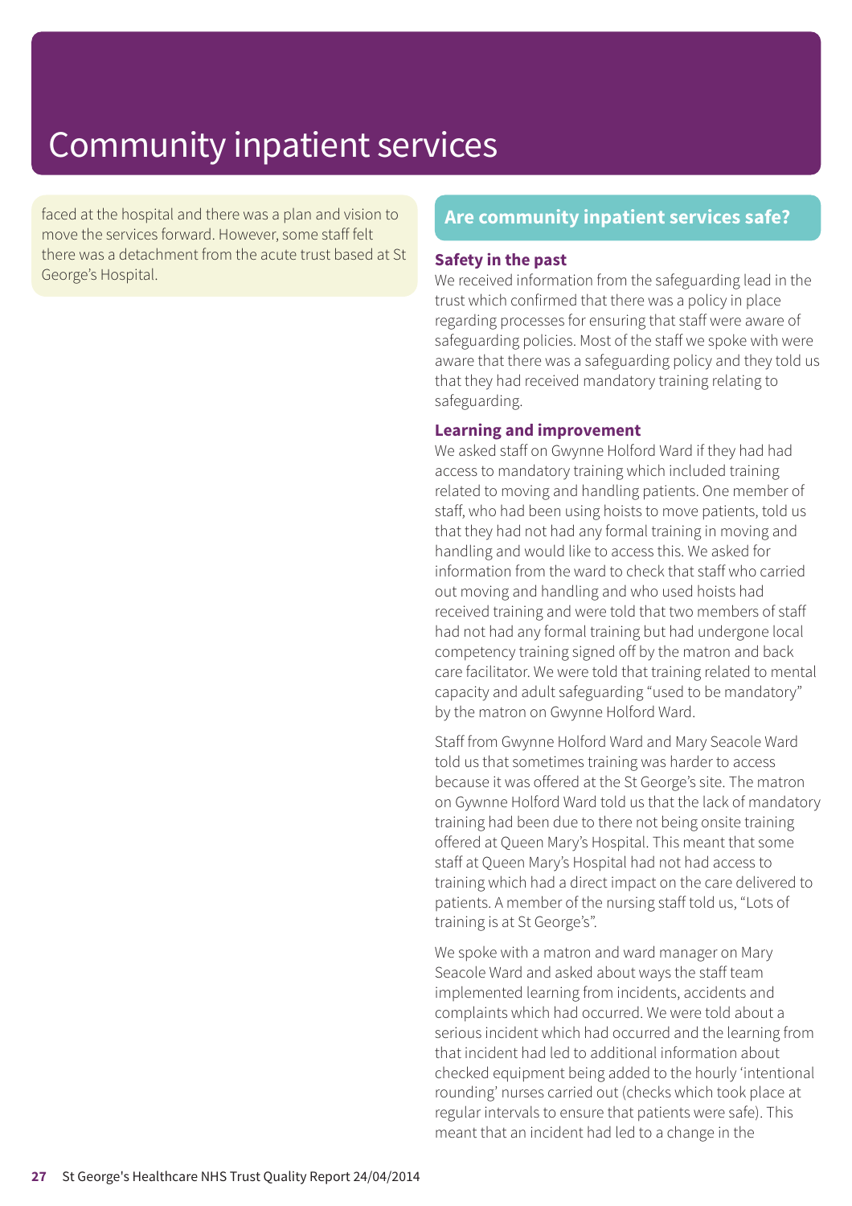# Community inpatient services

faced at the hospital and there was a plan and vision to move the services forward. However, some staff felt there was a detachment from the acute trust based at St George's Hospital.

## Are community inpatient services safe?

### Safety in the past

We received information from the safeguarding lead in the trust which confirmed that there was a policy in place regarding processes for ensuring that staff were aware of safeguarding policies. Most of the staff we spoke with were aware that there was a safeguarding policy and they told us that they had received mandatory training relating to safeguarding.

### Learning and improvement

We asked staff on Gwynne Holford Ward if they had had access to mandatory training which included training related to moving and handling patients. One member of staff, who had been using hoists to move patients, told us that they had not had any formal training in moving and handling and would like to access this. We asked for information from the ward to check that staff who carried out moving and handling and who used hoists had received training and were told that two members of staff had not had any formal training but had undergone local competency training signed off by the matron and back care facilitator. We were told that training related to mental capacity and adult safeguarding "used to be mandatory" by the matron on Gwynne Holford Ward.

Staff from Gwynne Holford Ward and Mary Seacole Ward told us that sometimes training was harder to access because it was offered at the St George's site. The matron on Gywnne Holford Ward told us that the lack of mandatory training had been due to there not being onsite training offered at Queen Mary's Hospital. This meant that some staff at Queen Mary's Hospital had not had access to training which had a direct impact on the care delivered to patients. A member of the nursing staff told us, "Lots of training is at St George's".

We spoke with a matron and ward manager on Mary Seacole Ward and asked about ways the staff team implemented learning from incidents, accidents and complaints which had occurred. We were told about a serious incident which had occurred and the learning from that incident had led to additional information about checked equipment being added to the hourly 'intentional rounding' nurses carried out (checks which took place at regular intervals to ensure that patients were safe). This meant that an incident had led to a change in the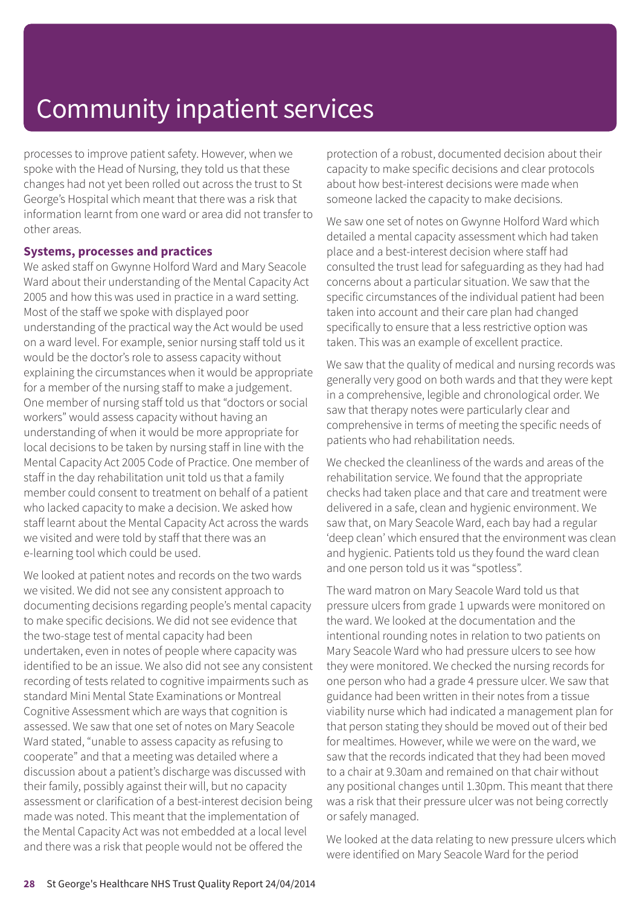# Community inpatient services

processes to improve patient safety. However, when we spoke with the Head of Nursing, they told us that these changes had not yet been rolled out across the trust to St George's Hospital which meant that there was a risk that information learnt from one ward or area did not transfer to other areas.

### Systems, processes and practices

We asked staff on Gwynne Holford Ward and Mary Seacole Ward about their understanding of the Mental Capacity Act 2005 and how this was used in practice in a ward setting. Most of the staff we spoke with displayed poor understanding of the practical way the Act would be used on a ward level. For example, senior nursing staff told us it would be the doctor's role to assess capacity without explaining the circumstances when it would be appropriate for a member of the nursing staff to make a judgement. One member of nursing staff told us that "doctors or social workers" would assess capacity without having an understanding of when it would be more appropriate for local decisions to be taken by nursing staff in line with the Mental Capacity Act 2005 Code of Practice. One member of staff in the day rehabilitation unit told us that a family member could consent to treatment on behalf of a patient who lacked capacity to make a decision. We asked how staff learnt about the Mental Capacity Act across the wards we visited and were told by staff that there was an e-learning tool which could be used.

We looked at patient notes and records on the two wards we visited. We did not see any consistent approach to documenting decisions regarding people's mental capacity to make specific decisions. We did not see evidence that the two-stage test of mental capacity had been undertaken, even in notes of people where capacity was identified to be an issue. We also did not see any consistent recording of tests related to cognitive impairments such as standard Mini Mental State Examinations or Montreal Cognitive Assessment which are ways that cognition is assessed. We saw that one set of notes on Mary Seacole Ward stated, "unable to assess capacity as refusing to cooperate" and that a meeting was detailed where a discussion about a patient's discharge was discussed with their family, possibly against their will, but no capacity assessment or clarification of a best-interest decision being made was noted. This meant that the implementation of the Mental Capacity Act was not embedded at a local level and there was a risk that people would not be offered the protection of a robust, documented decision about their capacity to make specific decisions and clear protocols about how best-interest decisions were made when someone lacked the capacity to make decisions.

We saw one set of notes on Gwynne Holford Ward which detailed a mental capacity assessment which had taken place and a best-interest decision where staff had consulted the trust lead for safeguarding as they had had concerns about a particular situation. We saw that the specific circumstances of the individual patient had been taken into account and their care plan had changed specifically to ensure that a less restrictive option was taken. This was an example of excellent practice.

We saw that the quality of medical and nursing records was generally very good on both wards and that they were kept in a comprehensive, legible and chronological order. We saw that therapy notes were particularly clear and comprehensive in terms of meeting the specific needs of patients who had rehabilitation needs.

We checked the cleanliness of the wards and areas of the rehabilitation service. We found that the appropriate checks had taken place and that care and treatment were delivered in a safe, clean and hygienic environment. We saw that, on Mary Seacole Ward, each bay had a regular 'deep clean' which ensured that the environment was clean and hygienic. Patients told us they found the ward clean and one person told us it was "spotless".

The ward matron on Mary Seacole Ward told us that pressure ulcers from grade 1 upwards were monitored on the ward. We looked at the documentation and the intentional rounding notes in relation to two patients on Mary Seacole Ward who had pressure ulcers to see how they were monitored. We checked the nursing records for one person who had a grade 4 pressure ulcer. We saw that guidance had been written in their notes from a tissue viability nurse which had indicated a management plan for that person stating they should be moved out of their bed for mealtimes. However, while we were on the ward, we saw that the records indicated that they had been moved to a chair at 9.30am and remained on that chair without any positional changes until 1.30pm. This meant that there was a risk that their pressure ulcer was not being correctly or safely managed.

We looked at the data relating to new pressure ulcers which were identified on Mary Seacole Ward for the period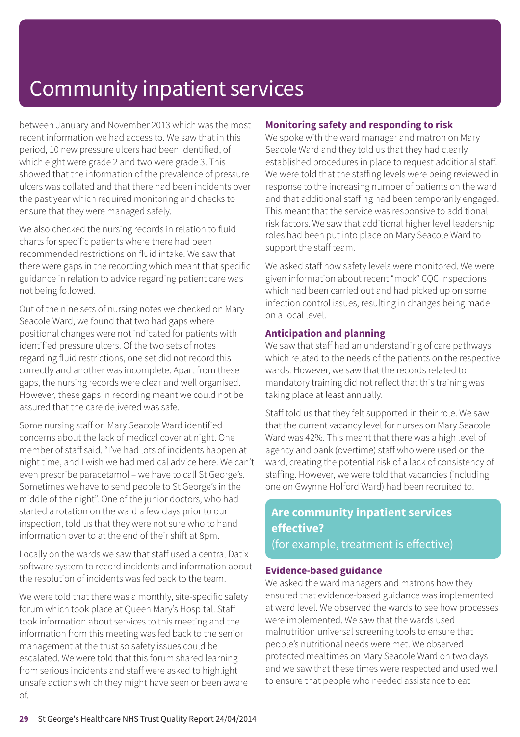# Community inpatient services

between January and November 2013 which was the most recent information we had access to. We saw that in this period, 10 new pressure ulcers had been identified, of which eight were grade 2 and two were grade 3. This showed that the information of the prevalence of pressure ulcers was collated and that there had been incidents over the past year which required monitoring and checks to ensure that they were managed safely.

We also checked the nursing records in relation to fluid charts for specific patients where there had been recommended restrictions on fluid intake. We saw that there were gaps in the recording which meant that specific guidance in relation to advice regarding patient care was not being followed.

Out of the nine sets of nursing notes we checked on Mary Seacole Ward, we found that two had gaps where positional changes were not indicated for patients with identified pressure ulcers. Of the two sets of notes regarding fluid restrictions, one set did not record this correctly and another was incomplete. Apart from these gaps, the nursing records were clear and well organised. However, these gaps in recording meant we could not be assured that the care delivered was safe.

Some nursing staff on Mary Seacole Ward identified concerns about the lack of medical cover at night. One member of staff said, "I've had lots of incidents happen at night time, and I wish we had medical advice here. We can't even prescribe paracetamol – we have to call St George's. Sometimes we have to send people to St George's in the middle of the night". One of the junior doctors, who had started a rotation on the ward a few days prior to our inspection, told us that they were not sure who to hand information over to at the end of their shift at 8pm.

Locally on the wards we saw that staff used a central Datix software system to record incidents and information about the resolution of incidents was fed back to the team.

We were told that there was a monthly, site-specific safety forum which took place at Queen Mary's Hospital. Staff took information about services to this meeting and the information from this meeting was fed back to the senior management at the trust so safety issues could be escalated. We were told that this forum shared learning from serious incidents and staff were asked to highlight unsafe actions which they might have seen or been aware of.

### Monitoring safety and responding to risk

We spoke with the ward manager and matron on Mary Seacole Ward and they told us that they had clearly established procedures in place to request additional staff. We were told that the staffing levels were being reviewed in response to the increasing number of patients on the ward and that additional staffing had been temporarily engaged. This meant that the service was responsive to additional risk factors. We saw that additional higher level leadership roles had been put into place on Mary Seacole Ward to support the staff team.

We asked staff how safety levels were monitored. We were given information about recent "mock" CQC inspections which had been carried out and had picked up on some infection control issues, resulting in changes being made on a local level.

### Anticipation and planning

We saw that staff had an understanding of care pathways which related to the needs of the patients on the respective wards. However, we saw that the records related to mandatory training did not reflect that this training was taking place at least annually.

Staff told us that they felt supported in their role. We saw that the current vacancy level for nurses on Mary Seacole Ward was 42%. This meant that there was a high level of agency and bank (overtime) staff who were used on the ward, creating the potential risk of a lack of consistency of staffing. However, we were told that vacancies (including one on Gwynne Holford Ward) had been recruited to.

## Are community inpatient services effective?

(for example, treatment is effective)

### Evidence-based guidance

We asked the ward managers and matrons how they ensured that evidence-based guidance was implemented at ward level. We observed the wards to see how processes were implemented. We saw that the wards used malnutrition universal screening tools to ensure that people's nutritional needs were met. We observed protected mealtimes on Mary Seacole Ward on two days and we saw that these times were respected and used well to ensure that people who needed assistance to eat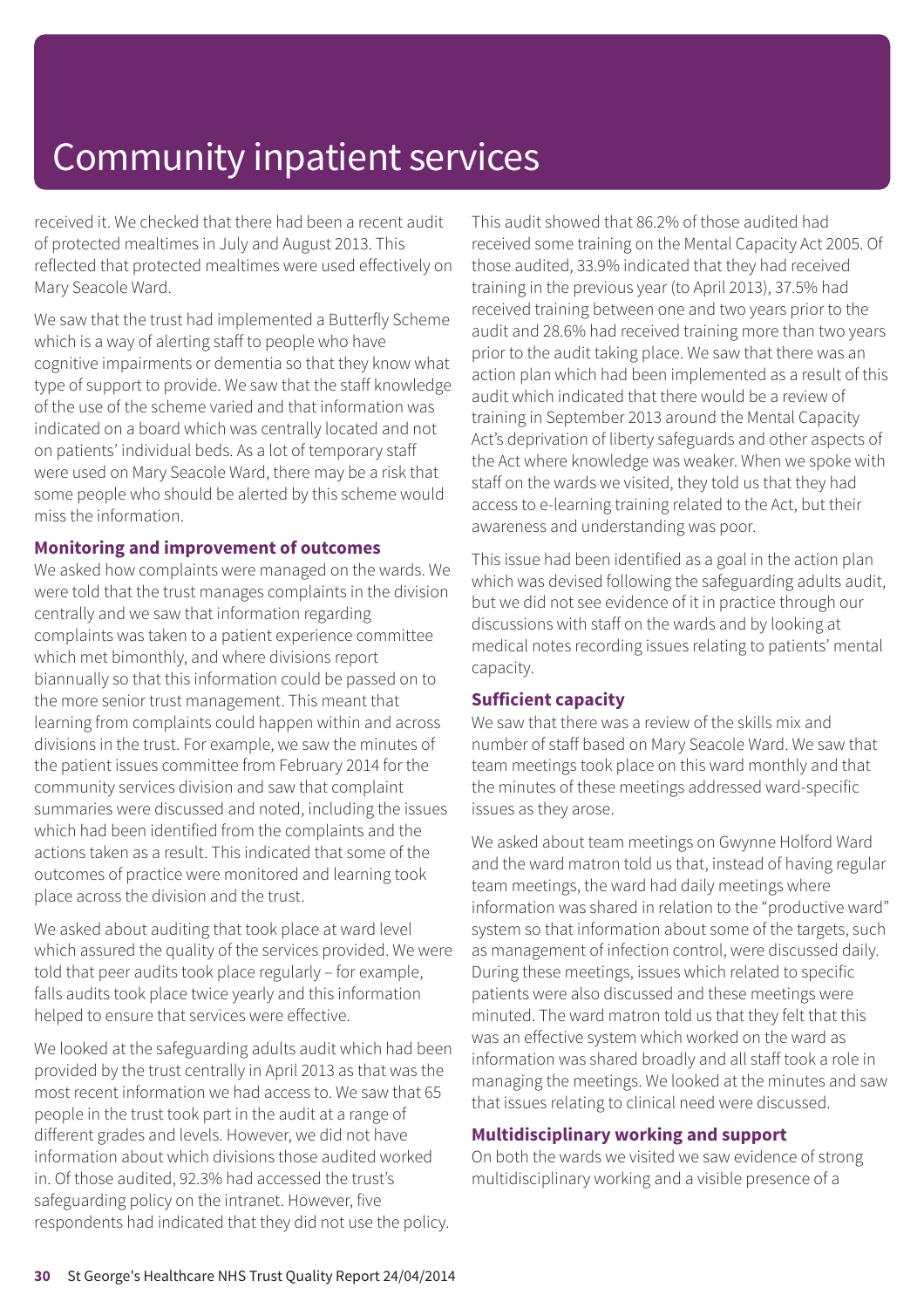# Community inpatient services

received it. We checked that there had been a recent audit of protected mealtimes in July and August 2013. This reflected that protected mealtimes were used effectively on Mary Seacole Ward.

We saw that the trust had implemented a Butterfly Scheme which is a way of alerting staff to people who have cognitive impairments or dementia so that they know what type of support to provide. We saw that the staff knowledge of the use of the scheme varied and that information was indicated on a board which was centrally located and not on patients' individual beds. As a lot of temporary staff were used on Mary Seacole Ward, there may be a risk that some people who should be alerted by this scheme would miss the information.

### Monitoring and improvement of outcomes

We asked how complaints were managed on the wards. We were told that the trust manages complaints in the division centrally and we saw that information regarding complaints was taken to a patient experience committee which met bimonthly, and where divisions report biannually so that this information could be passed on to the more senior trust management. This meant that learning from complaints could happen within and across divisions in the trust. For example, we saw the minutes of the patient issues committee from February 2014 for the community services division and saw that complaint summaries were discussed and noted, including the issues which had been identified from the complaints and the actions taken as a result. This indicated that some of the outcomes of practice were monitored and learning took place across the division and the trust.

We asked about auditing that took place at ward level which assured the quality of the services provided. We were told that peer audits took place regularly – for example, falls audits took place twice yearly and this information helped to ensure that services were effective.

We looked at the safeguarding adults audit which had been provided by the trust centrally in April 2013 as that was the most recent information we had access to. We saw that 65 people in the trust took part in the audit at a range of different grades and levels. However, we did not have information about which divisions those audited worked in. Of those audited, 92.3% had accessed the trust's safeguarding policy on the intranet. However, five respondents had indicated that they did not use the policy. This audit showed that 86.2% of those audited had received some training on the Mental Capacity Act 2005. Of those audited, 33.9% indicated that they had received training in the previous year (to April 2013), 37.5% had received training between one and two years prior to the audit and 28.6% had received training more than two years prior to the audit taking place. We saw that there was an action plan which had been implemented as a result of this audit which indicated that there would be a review of training in September 2013 around the Mental Capacity Act's deprivation of liberty safeguards and other aspects of the Act where knowledge was weaker. When we spoke with staff on the wards we visited, they told us that they had access to e-learning training related to the Act, but their awareness and understanding was poor.

This issue had been identified as a goal in the action plan which was devised following the safeguarding adults audit, but we did not see evidence of it in practice through our discussions with staff on the wards and by looking at medical notes recording issues relating to patients' mental capacity.

### Sufficient capacity

We saw that there was a review of the skills mix and number of staff based on Mary Seacole Ward. We saw that team meetings took place on this ward monthly and that the minutes of these meetings addressed ward-specific issues as they arose.

We asked about team meetings on Gwynne Holford Ward and the ward matron told us that, instead of having regular team meetings, the ward had daily meetings where information was shared in relation to the "productive ward" system so that information about some of the targets, such as management of infection control, were discussed daily. During these meetings, issues which related to specific patients were also discussed and these meetings were minuted. The ward matron told us that they felt that this was an effective system which worked on the ward as information was shared broadly and all staff took a role in managing the meetings. We looked at the minutes and saw that issues relating to clinical need were discussed.

### Multidisciplinary working and support

On both the wards we visited we saw evidence of strong multidisciplinary working and a visible presence of a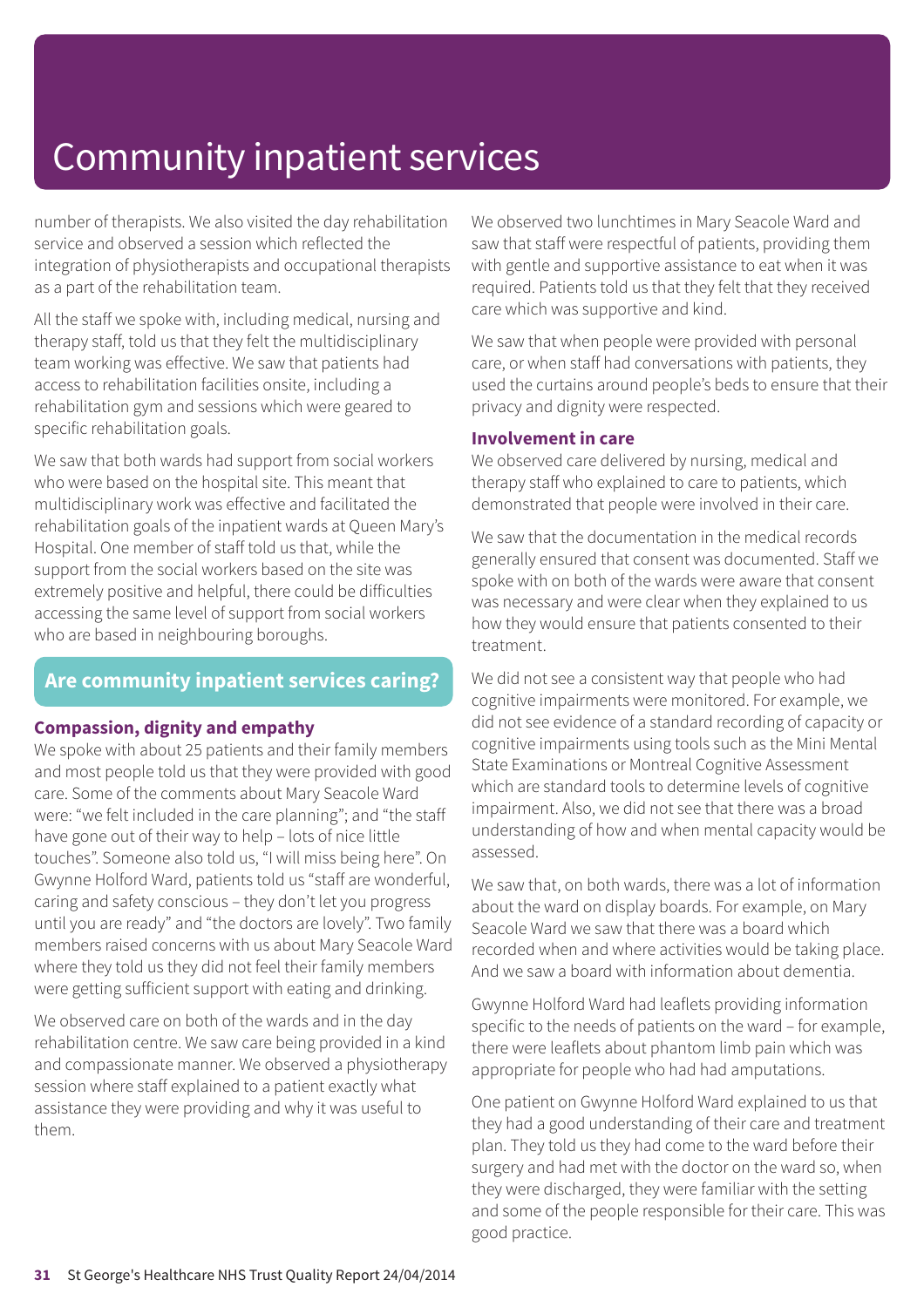# Community inpatient services

number of therapists. We also visited the day rehabilitation service and observed a session which reflected the integration of physiotherapists and occupational therapists as a part of the rehabilitation team.

All the staff we spoke with, including medical, nursing and therapy staff, told us that they felt the multidisciplinary team working was effective. We saw that patients had access to rehabilitation facilities onsite, including a rehabilitation gym and sessions which were geared to specific rehabilitation goals.

We saw that both wards had support from social workers who were based on the hospital site. This meant that multidisciplinary work was effective and facilitated the rehabilitation goals of the inpatient wards at Queen Mary's Hospital. One member of staff told us that, while the support from the social workers based on the site was extremely positive and helpful, there could be difficulties accessing the same level of support from social workers who are based in neighbouring boroughs.

## Are community inpatient services caring?

### Compassion, dignity and empathy

We spoke with about 25 patients and their family members and most people told us that they were provided with good care. Some of the comments about Mary Seacole Ward were: "we felt included in the care planning"; and "the staff have gone out of their way to help – lots of nice little touches". Someone also told us, "I will miss being here". On Gwynne Holford Ward, patients told us "staff are wonderful, caring and safety conscious – they don't let you progress until you are ready" and "the doctors are lovely". Two family members raised concerns with us about Mary Seacole Ward where they told us they did not feel their family members were getting sufficient support with eating and drinking.

We observed care on both of the wards and in the day rehabilitation centre. We saw care being provided in a kind and compassionate manner. We observed a physiotherapy session where staff explained to a patient exactly what assistance they were providing and why it was useful to them.

We observed two lunchtimes in Mary Seacole Ward and saw that staff were respectful of patients, providing them with gentle and supportive assistance to eat when it was required. Patients told us that they felt that they received care which was supportive and kind.

We saw that when people were provided with personal care, or when staff had conversations with patients, they used the curtains around people's beds to ensure that their privacy and dignity were respected.

### Involvement in care

We observed care delivered by nursing, medical and therapy staff who explained to care to patients, which demonstrated that people were involved in their care.

We saw that the documentation in the medical records generally ensured that consent was documented. Staff we spoke with on both of the wards were aware that consent was necessary and were clear when they explained to us how they would ensure that patients consented to their treatment.

We did not see a consistent way that people who had cognitive impairments were monitored. For example, we did not see evidence of a standard recording of capacity or cognitive impairments using tools such as the Mini Mental State Examinations or Montreal Cognitive Assessment which are standard tools to determine levels of cognitive impairment. Also, we did not see that there was a broad understanding of how and when mental capacity would be assessed.

We saw that, on both wards, there was a lot of information about the ward on display boards. For example, on Mary Seacole Ward we saw that there was a board which recorded when and where activities would be taking place. And we saw a board with information about dementia.

Gwynne Holford Ward had leaflets providing information specific to the needs of patients on the ward – for example, there were leaflets about phantom limb pain which was appropriate for people who had had amputations.

One patient on Gwynne Holford Ward explained to us that they had a good understanding of their care and treatment plan. They told us they had come to the ward before their surgery and had met with the doctor on the ward so, when they were discharged, they were familiar with the setting and some of the people responsible for their care. This was good practice.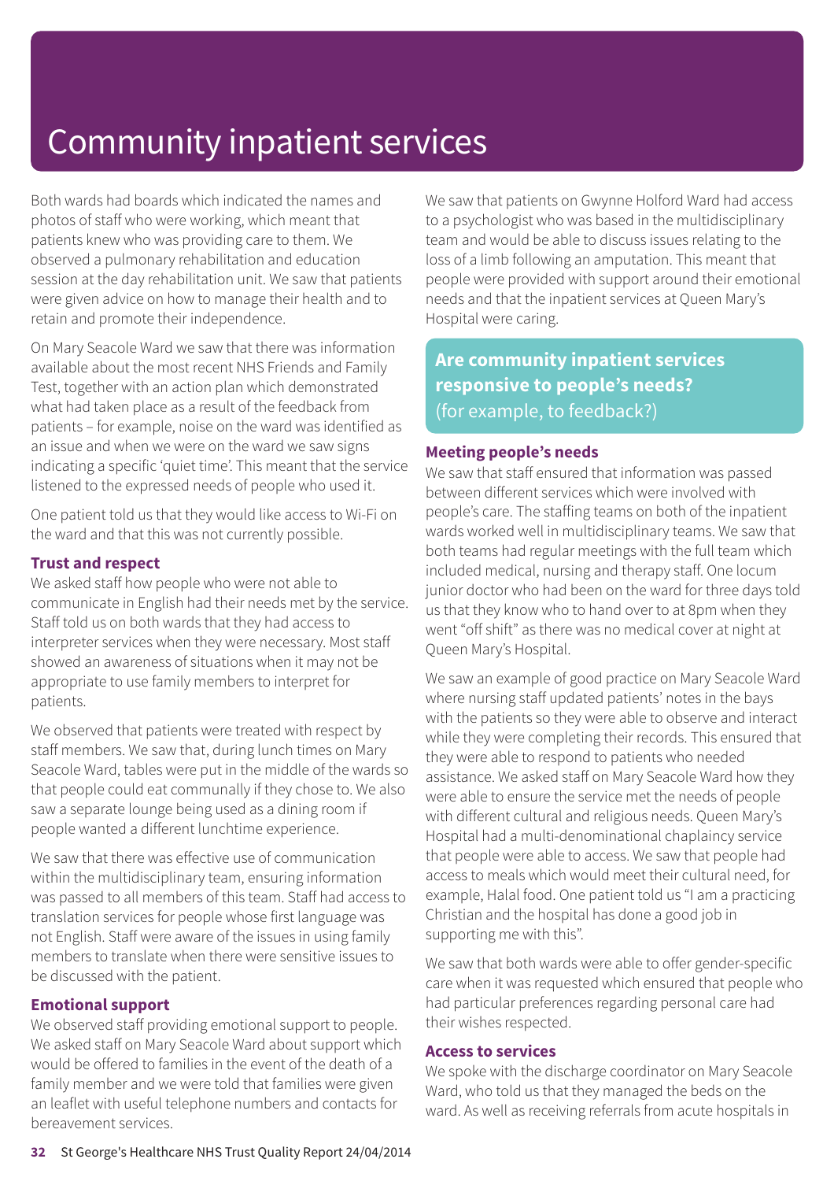# Community inpatient services

Both wards had boards which indicated the names and photos of staff who were working, which meant that patients knew who was providing care to them. We observed a pulmonary rehabilitation and education session at the day rehabilitation unit. We saw that patients were given advice on how to manage their health and to retain and promote their independence.

On Mary Seacole Ward we saw that there was information available about the most recent NHS Friends and Family Test, together with an action plan which demonstrated what had taken place as a result of the feedback from patients – for example, noise on the ward was identified as an issue and when we were on the ward we saw signs indicating a specific 'quiet time'. This meant that the service listened to the expressed needs of people who used it.

One patient told us that they would like access to Wi-Fi on the ward and that this was not currently possible.

### Trust and respect

We asked staff how people who were not able to communicate in English had their needs met by the service. Staff told us on both wards that they had access to interpreter services when they were necessary. Most staff showed an awareness of situations when it may not be appropriate to use family members to interpret for patients.

We observed that patients were treated with respect by staff members. We saw that, during lunch times on Mary Seacole Ward, tables were put in the middle of the wards so that people could eat communally if they chose to. We also saw a separate lounge being used as a dining room if people wanted a different lunchtime experience.

We saw that there was effective use of communication within the multidisciplinary team, ensuring information was passed to all members of this team. Staff had access to translation services for people whose first language was not English. Staff were aware of the issues in using family members to translate when there were sensitive issues to be discussed with the patient.

### Emotional support

We observed staff providing emotional support to people. We asked staff on Mary Seacole Ward about support which would be offered to families in the event of the death of a family member and we were told that families were given an leaflet with useful telephone numbers and contacts for bereavement services.

We saw that patients on Gwynne Holford Ward had access to a psychologist who was based in the multidisciplinary team and would be able to discuss issues relating to the loss of a limb following an amputation. This meant that people were provided with support around their emotional needs and that the inpatient services at Queen Mary's Hospital were caring.

## Are community inpatient services responsive to people's needs? (for example, to feedback?)

### Meeting people's needs

We saw that staff ensured that information was passed between different services which were involved with people's care. The staffing teams on both of the inpatient wards worked well in multidisciplinary teams. We saw that both teams had regular meetings with the full team which included medical, nursing and therapy staff. One locum junior doctor who had been on the ward for three days told us that they know who to hand over to at 8pm when they went "off shift" as there was no medical cover at night at Queen Mary's Hospital.

We saw an example of good practice on Mary Seacole Ward where nursing staff updated patients' notes in the bays with the patients so they were able to observe and interact while they were completing their records. This ensured that they were able to respond to patients who needed assistance. We asked staff on Mary Seacole Ward how they were able to ensure the service met the needs of people with different cultural and religious needs. Queen Mary's Hospital had a multi-denominational chaplaincy service that people were able to access. We saw that people had access to meals which would meet their cultural need, for example, Halal food. One patient told us "I am a practicing Christian and the hospital has done a good job in supporting me with this".

We saw that both wards were able to offer gender-specific care when it was requested which ensured that people who had particular preferences regarding personal care had their wishes respected.

### Access to services

We spoke with the discharge coordinator on Mary Seacole Ward, who told us that they managed the beds on the ward. As well as receiving referrals from acute hospitals in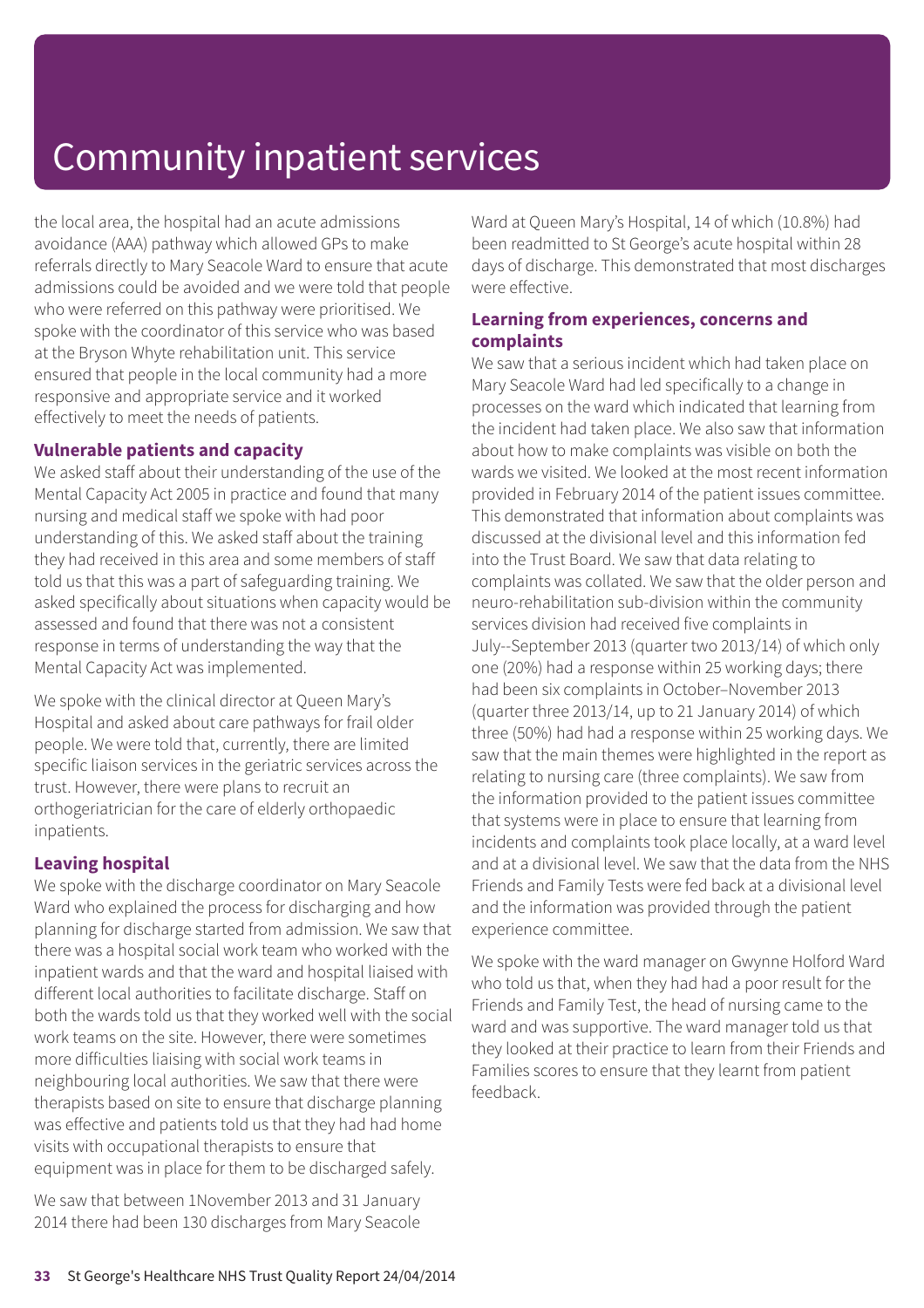# Community inpatient services

the local area, the hospital had an acute admissions avoidance (AAA) pathway which allowed GPs to make referrals directly to Mary Seacole Ward to ensure that acute admissions could be avoided and we were told that people who were referred on this pathway were prioritised. We spoke with the coordinator of this service who was based at the Bryson Whyte rehabilitation unit. This service ensured that people in the local community had a more responsive and appropriate service and it worked effectively to meet the needs of patients.

### Vulnerable patients and capacity

We asked staff about their understanding of the use of the Mental Capacity Act 2005 in practice and found that many nursing and medical staff we spoke with had poor understanding of this. We asked staff about the training they had received in this area and some members of staff told us that this was a part of safeguarding training. We asked specifically about situations when capacity would be assessed and found that there was not a consistent response in terms of understanding the way that the Mental Capacity Act was implemented.

We spoke with the clinical director at Queen Mary's Hospital and asked about care pathways for frail older people. We were told that, currently, there are limited specific liaison services in the geriatric services across the trust. However, there were plans to recruit an orthogeriatrician for the care of elderly orthopaedic inpatients.

### Leaving hospital

We spoke with the discharge coordinator on Mary Seacole Ward who explained the process for discharging and how planning for discharge started from admission. We saw that there was a hospital social work team who worked with the inpatient wards and that the ward and hospital liaised with different local authorities to facilitate discharge. Staff on both the wards told us that they worked well with the social work teams on the site. However, there were sometimes more difficulties liaising with social work teams in neighbouring local authorities. We saw that there were therapists based on site to ensure that discharge planning was effective and patients told us that they had had home visits with occupational therapists to ensure that equipment was in place for them to be discharged safely.

We saw that between 1November 2013 and 31 January 2014 there had been 130 discharges from Mary Seacole Ward at Queen Mary's Hospital, 14 of which (10.8%) had been readmitted to St George's acute hospital within 28 days of discharge. This demonstrated that most discharges were effective.

### Learning from experiences, concerns and complaints

We saw that a serious incident which had taken place on Mary Seacole Ward had led specifically to a change in processes on the ward which indicated that learning from the incident had taken place. We also saw that information about how to make complaints was visible on both the wards we visited. We looked at the most recent information provided in February 2014 of the patient issues committee. This demonstrated that information about complaints was discussed at the divisional level and this information fed into the Trust Board. We saw that data relating to complaints was collated. We saw that the older person and neuro-rehabilitation sub-division within the community services division had received five complaints in July--September 2013 (quarter two 2013/14) of which only one (20%) had a response within 25 working days; there had been six complaints in October–November 2013 (quarter three 2013/14, up to 21 January 2014) of which three (50%) had had a response within 25 working days. We saw that the main themes were highlighted in the report as relating to nursing care (three complaints). We saw from the information provided to the patient issues committee that systems were in place to ensure that learning from incidents and complaints took place locally, at a ward level and at a divisional level. We saw that the data from the NHS Friends and Family Tests were fed back at a divisional level and the information was provided through the patient experience committee.

We spoke with the ward manager on Gwynne Holford Ward who told us that, when they had had a poor result for the Friends and Family Test, the head of nursing came to the ward and was supportive. The ward manager told us that they looked at their practice to learn from their Friends and Families scores to ensure that they learnt from patient feedback.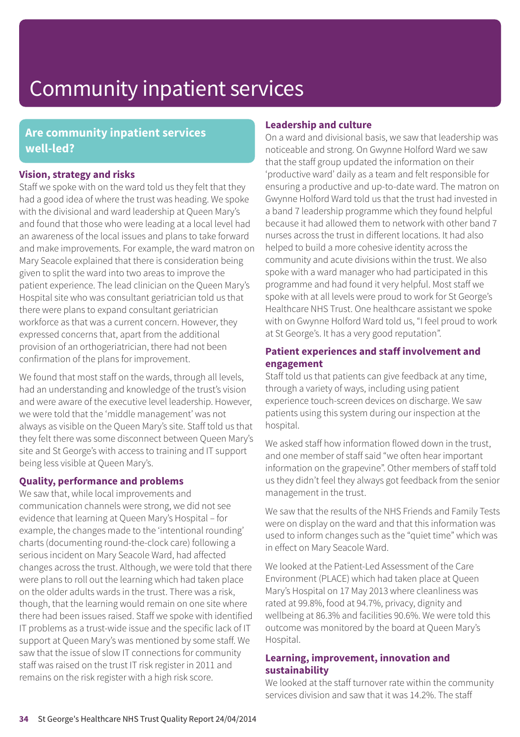# Community inpatient services

## Are community inpatient services well-led?

### Vision, strategy and risks

Staff we spoke with on the ward told us they felt that they had a good idea of where the trust was heading. We spoke with the divisional and ward leadership at Queen Mary's and found that those who were leading at a local level had an awareness of the local issues and plans to take forward and make improvements. For example, the ward matron on Mary Seacole explained that there is consideration being given to split the ward into two areas to improve the patient experience. The lead clinician on the Queen Mary's Hospital site who was consultant geriatrician told us that there were plans to expand consultant geriatrician workforce as that was a current concern. However, they expressed concerns that, apart from the additional provision of an orthogeriatrician, there had not been confirmation of the plans for improvement.

We found that most staff on the wards, through all levels, had an understanding and knowledge of the trust's vision and were aware of the executive level leadership. However, we were told that the 'middle management' was not always as visible on the Queen Mary's site. Staff told us that they felt there was some disconnect between Queen Mary's site and St George's with access to training and IT support being less visible at Queen Mary's.

### Quality, performance and problems

We saw that, while local improvements and communication channels were strong, we did not see evidence that learning at Queen Mary's Hospital – for example, the changes made to the 'intentional rounding' charts (documenting round-the-clock care) following a serious incident on Mary Seacole Ward, had affected changes across the trust. Although, we were told that there were plans to roll out the learning which had taken place on the older adults wards in the trust. There was a risk, though, that the learning would remain on one site where there had been issues raised. Staff we spoke with identified IT problems as a trust-wide issue and the specific lack of IT support at Queen Mary's was mentioned by some staff. We saw that the issue of slow IT connections for community staff was raised on the trust IT risk register in 2011 and remains on the risk register with a high risk score.

### Leadership and culture

On a ward and divisional basis, we saw that leadership was noticeable and strong. On Gwynne Holford Ward we saw that the staff group updated the information on their 'productive ward' daily as a team and felt responsible for ensuring a productive and up-to-date ward. The matron on Gwynne Holford Ward told us that the trust had invested in a band 7 leadership programme which they found helpful because it had allowed them to network with other band 7 nurses across the trust in different locations. It had also helped to build a more cohesive identity across the community and acute divisions within the trust. We also spoke with a ward manager who had participated in this programme and had found it very helpful. Most staff we spoke with at all levels were proud to work for St George's Healthcare NHS Trust. One healthcare assistant we spoke with on Gwynne Holford Ward told us, "I feel proud to work at St George's. It has a very good reputation".

### Patient experiences and staff involvement and engagement

Staff told us that patients can give feedback at any time, through a variety of ways, including using patient experience touch-screen devices on discharge. We saw patients using this system during our inspection at the hospital.

We asked staff how information flowed down in the trust, and one member of staff said "we often hear important information on the grapevine". Other members of staff told us they didn't feel they always got feedback from the senior management in the trust.

We saw that the results of the NHS Friends and Family Tests were on display on the ward and that this information was used to inform changes such as the "quiet time" which was in effect on Mary Seacole Ward.

We looked at the Patient-Led Assessment of the Care Environment (PLACE) which had taken place at Queen Mary's Hospital on 17 May 2013 where cleanliness was rated at 99.8%, food at 94.7%, privacy, dignity and wellbeing at 86.3% and facilities 90.6%. We were told this outcome was monitored by the board at Queen Mary's Hospital.

### Learning, improvement, innovation and sustainability

We looked at the staff turnover rate within the community services division and saw that it was 14.2%. The staff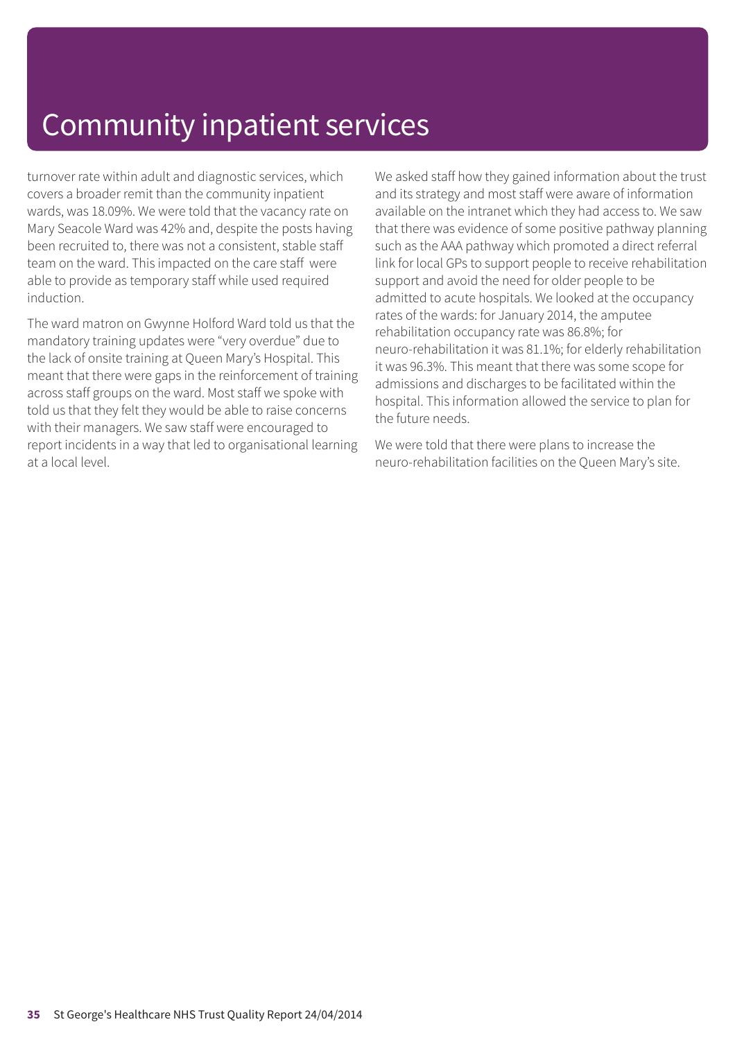# Community inpatient services

turnover rate within adult and diagnostic services, which covers a broader remit than the community inpatient wards, was 18.09%. We were told that the vacancy rate on Mary Seacole Ward was 42% and, despite the posts having been recruited to, there was not a consistent, stable staff team on the ward. This impacted on the care staff were able to provide as temporary staff while used required induction.

The ward matron on Gwynne Holford Ward told us that the mandatory training updates were "very overdue" due to the lack of onsite training at Queen Mary's Hospital. This meant that there were gaps in the reinforcement of training across staff groups on the ward. Most staff we spoke with told us that they felt they would be able to raise concerns with their managers. We saw staff were encouraged to report incidents in a way that led to organisational learning at a local level.

We asked staff how they gained information about the trust and its strategy and most staff were aware of information available on the intranet which they had access to. We saw that there was evidence of some positive pathway planning such as the AAA pathway which promoted a direct referral link for local GPs to support people to receive rehabilitation support and avoid the need for older people to be admitted to acute hospitals. We looked at the occupancy rates of the wards: for January 2014, the amputee rehabilitation occupancy rate was 86.8%; for neuro-rehabilitation it was 81.1%; for elderly rehabilitation it was 96.3%. This meant that there was some scope for admissions and discharges to be facilitated within the hospital. This information allowed the service to plan for the future needs.

We were told that there were plans to increase the neuro-rehabilitation facilities on the Queen Mary's site.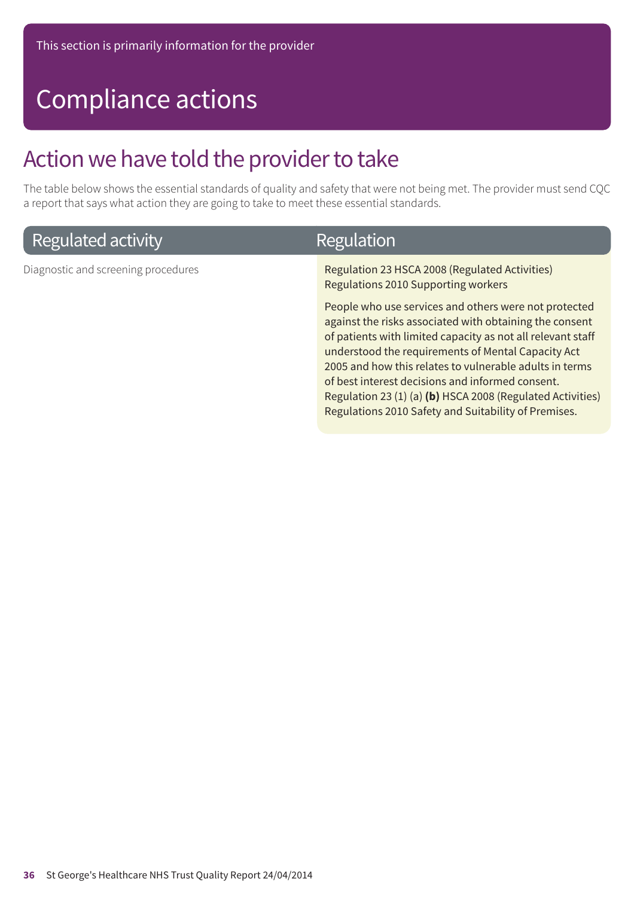This section is primarily information for the provider

# Compliance actions

## Action we have told the provider to take

The table below shows the essential standards of quality and safety that were not being met. The provider must send CQC a report that says what action they are going to take to meet these essential standards.

| Regulated activity | Regulation |
|---|---|
| Diagnostic and screening procedures | Regulation 23 HSCA 2008 (Regulated Activities) Regulations 2010 Supporting workers<br><br>People who use services and others were not protected against the risks associated with obtaining the consent of patients with limited capacity as not all relevant staff understood the requirements of Mental Capacity Act 2005 and how this relates to vulnerable adults in terms of best interest decisions and informed consent. Regulation 23 (1) (a) **(b)** HSCA 2008 (Regulated Activities) Regulations 2010 Safety and Suitability of Premises. |